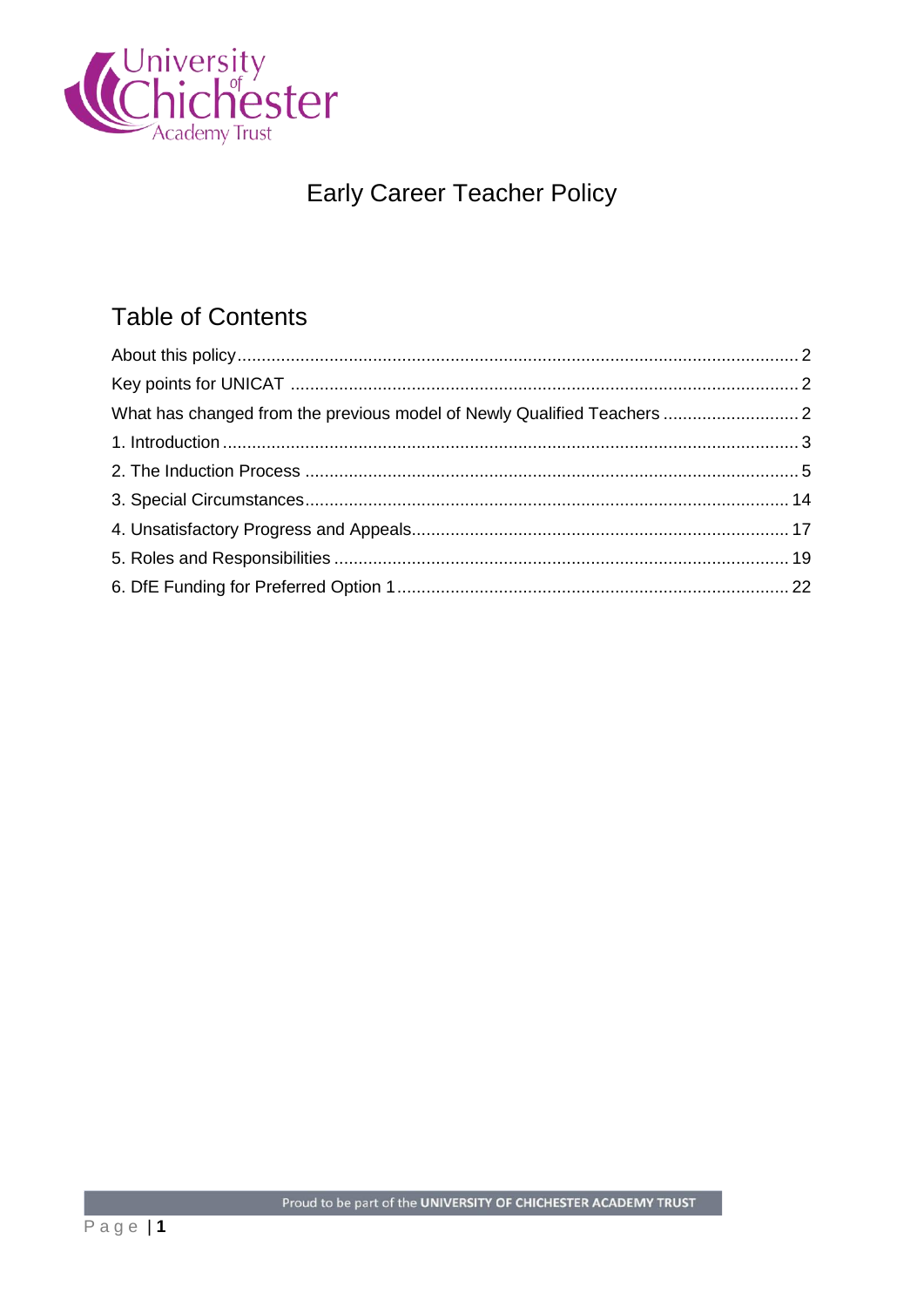# Early Career Teacher Policy

## Table of Contents

About this policy ................................................ 2

Key points for UNICAT ................................................ 2

What has changed from the previous model of Newly Qualified Teachers ................ 2

1. Introduction ................................................ 3

2. The Induction Process ................................................ 5

3. Special Circumstances ................................................ 14

4. Unsatisfactory Progress and Appeals ................................................ 17

5. Roles and Responsibilities ................................................ 19

6. DfE Funding for Preferred Option 1 ................................................ 22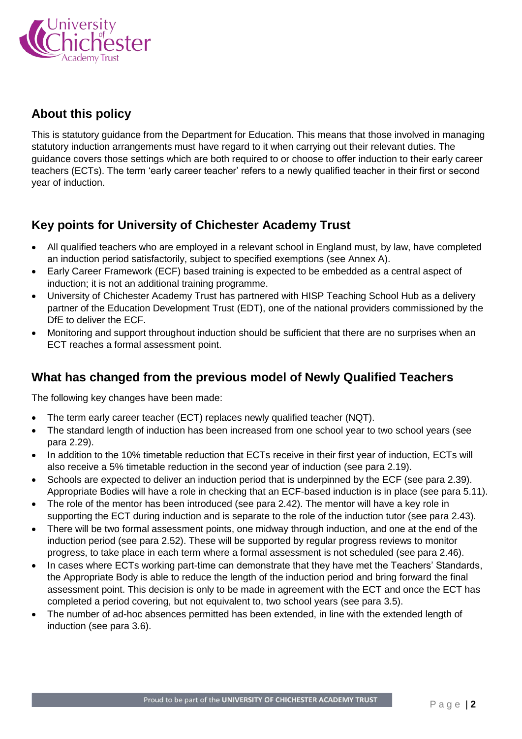## About this policy

This is statutory guidance from the Department for Education. This means that those involved in managing statutory induction arrangements must have regard to it when carrying out their relevant duties. The guidance covers those settings which are both required to or choose to offer induction to their early career teachers (ECTs). The term 'early career teacher' refers to a newly qualified teacher in their first or second year of induction.

## Key points for University of Chichester Academy Trust

- All qualified teachers who are employed in a relevant school in England must, by law, have completed an induction period satisfactorily, subject to specified exemptions (see Annex A).
- Early Career Framework (ECF) based training is expected to be embedded as a central aspect of induction; it is not an additional training programme.
- University of Chichester Academy Trust has partnered with HISP Teaching School Hub as a delivery partner of the Education Development Trust (EDT), one of the national providers commissioned by the DfE to deliver the ECF.
- Monitoring and support throughout induction should be sufficient that there are no surprises when an ECT reaches a formal assessment point.

## What has changed from the previous model of Newly Qualified Teachers

The following key changes have been made:

- The term early career teacher (ECT) replaces newly qualified teacher (NQT).
- The standard length of induction has been increased from one school year to two school years (see para 2.29).
- In addition to the 10% timetable reduction that ECTs receive in their first year of induction, ECTs will also receive a 5% timetable reduction in the second year of induction (see para 2.19).
- Schools are expected to deliver an induction period that is underpinned by the ECF (see para 2.39). Appropriate Bodies will have a role in checking that an ECF-based induction is in place (see para 5.11).
- The role of the mentor has been introduced (see para 2.42). The mentor will have a key role in supporting the ECT during induction and is separate to the role of the induction tutor (see para 2.43).
- There will be two formal assessment points, one midway through induction, and one at the end of the induction period (see para 2.52). These will be supported by regular progress reviews to monitor progress, to take place in each term where a formal assessment is not scheduled (see para 2.46).
- In cases where ECTs working part-time can demonstrate that they have met the Teachers' Standards, the Appropriate Body is able to reduce the length of the induction period and bring forward the final assessment point. This decision is only to be made in agreement with the ECT and once the ECT has completed a period covering, but not equivalent to, two school years (see para 3.5).
- The number of ad-hoc absences permitted has been extended, in line with the extended length of induction (see para 3.6).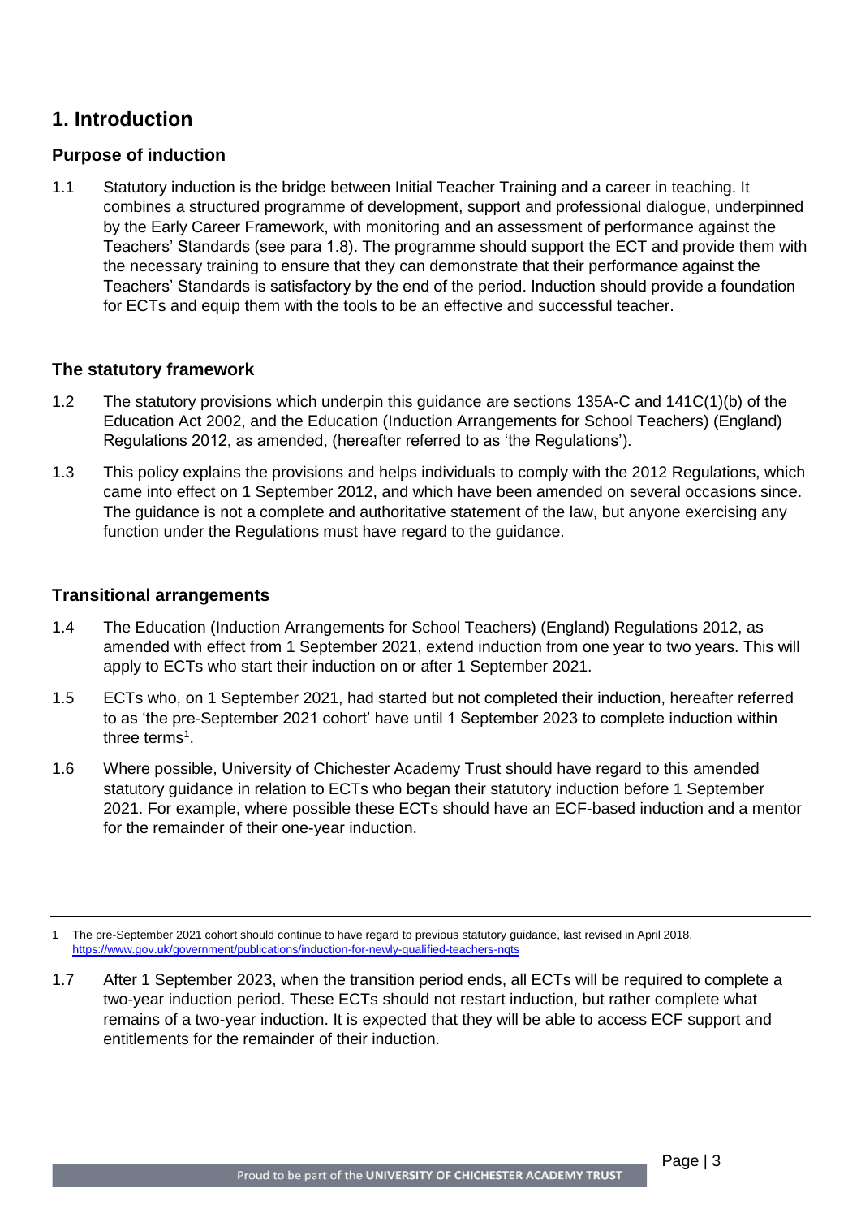## 1. Introduction

### Purpose of induction

1.1 Statutory induction is the bridge between Initial Teacher Training and a career in teaching. It combines a structured programme of development, support and professional dialogue, underpinned by the Early Career Framework, with monitoring and an assessment of performance against the Teachers' Standards (see para 1.8). The programme should support the ECT and provide them with the necessary training to ensure that they can demonstrate that their performance against the Teachers' Standards is satisfactory by the end of the period. Induction should provide a foundation for ECTs and equip them with the tools to be an effective and successful teacher.

### The statutory framework

1.2 The statutory provisions which underpin this guidance are sections 135A-C and 141C(1)(b) of the Education Act 2002, and the Education (Induction Arrangements for School Teachers) (England) Regulations 2012, as amended, (hereafter referred to as 'the Regulations').

1.3 This policy explains the provisions and helps individuals to comply with the 2012 Regulations, which came into effect on 1 September 2012, and which have been amended on several occasions since. The guidance is not a complete and authoritative statement of the law, but anyone exercising any function under the Regulations must have regard to the guidance.

### Transitional arrangements

1.4 The Education (Induction Arrangements for School Teachers) (England) Regulations 2012, as amended with effect from 1 September 2021, extend induction from one year to two years. This will apply to ECTs who start their induction on or after 1 September 2021.

1.5 ECTs who, on 1 September 2021, had started but not completed their induction, hereafter referred to as 'the pre-September 2021 cohort' have until 1 September 2023 to complete induction within three terms[1].

1.6 Where possible, University of Chichester Academy Trust should have regard to this amended statutory guidance in relation to ECTs who began their statutory induction before 1 September 2021. For example, where possible these ECTs should have an ECF-based induction and a mentor for the remainder of their one-year induction.

1.7 After 1 September 2023, when the transition period ends, all ECTs will be required to complete a two-year induction period. These ECTs should not restart induction, but rather complete what remains of a two-year induction. It is expected that they will be able to access ECF support and entitlements for the remainder of their induction.

---

[1] The pre-September 2021 cohort should continue to have regard to previous statutory guidance, last revised in April 2018. https://www.gov.uk/government/publications/induction-for-newly-qualified-teachers-nqts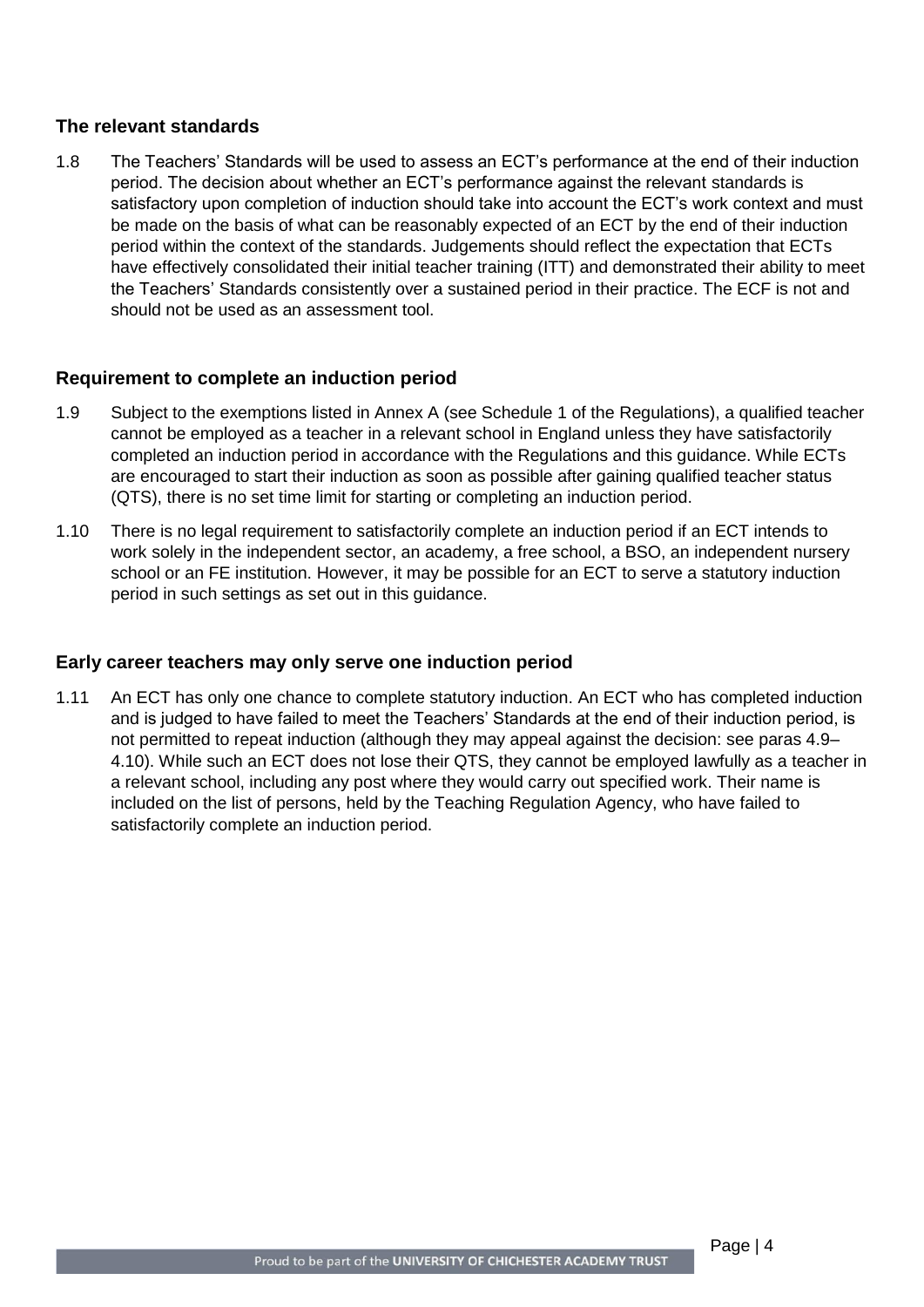## The relevant standards

1.8 The Teachers' Standards will be used to assess an ECT's performance at the end of their induction period. The decision about whether an ECT's performance against the relevant standards is satisfactory upon completion of induction should take into account the ECT's work context and must be made on the basis of what can be reasonably expected of an ECT by the end of their induction period within the context of the standards. Judgements should reflect the expectation that ECTs have effectively consolidated their initial teacher training (ITT) and demonstrated their ability to meet the Teachers' Standards consistently over a sustained period in their practice. The ECF is not and should not be used as an assessment tool.

## Requirement to complete an induction period

1.9 Subject to the exemptions listed in Annex A (see Schedule 1 of the Regulations), a qualified teacher cannot be employed as a teacher in a relevant school in England unless they have satisfactorily completed an induction period in accordance with the Regulations and this guidance. While ECTs are encouraged to start their induction as soon as possible after gaining qualified teacher status (QTS), there is no set time limit for starting or completing an induction period.

1.10 There is no legal requirement to satisfactorily complete an induction period if an ECT intends to work solely in the independent sector, an academy, a free school, a BSO, an independent nursery school or an FE institution. However, it may be possible for an ECT to serve a statutory induction period in such settings as set out in this guidance.

## Early career teachers may only serve one induction period

1.11 An ECT has only one chance to complete statutory induction. An ECT who has completed induction and is judged to have failed to meet the Teachers' Standards at the end of their induction period, is not permitted to repeat induction (although they may appeal against the decision: see paras 4.9–4.10). While such an ECT does not lose their QTS, they cannot be employed lawfully as a teacher in a relevant school, including any post where they would carry out specified work. Their name is included on the list of persons, held by the Teaching Regulation Agency, who have failed to satisfactorily complete an induction period.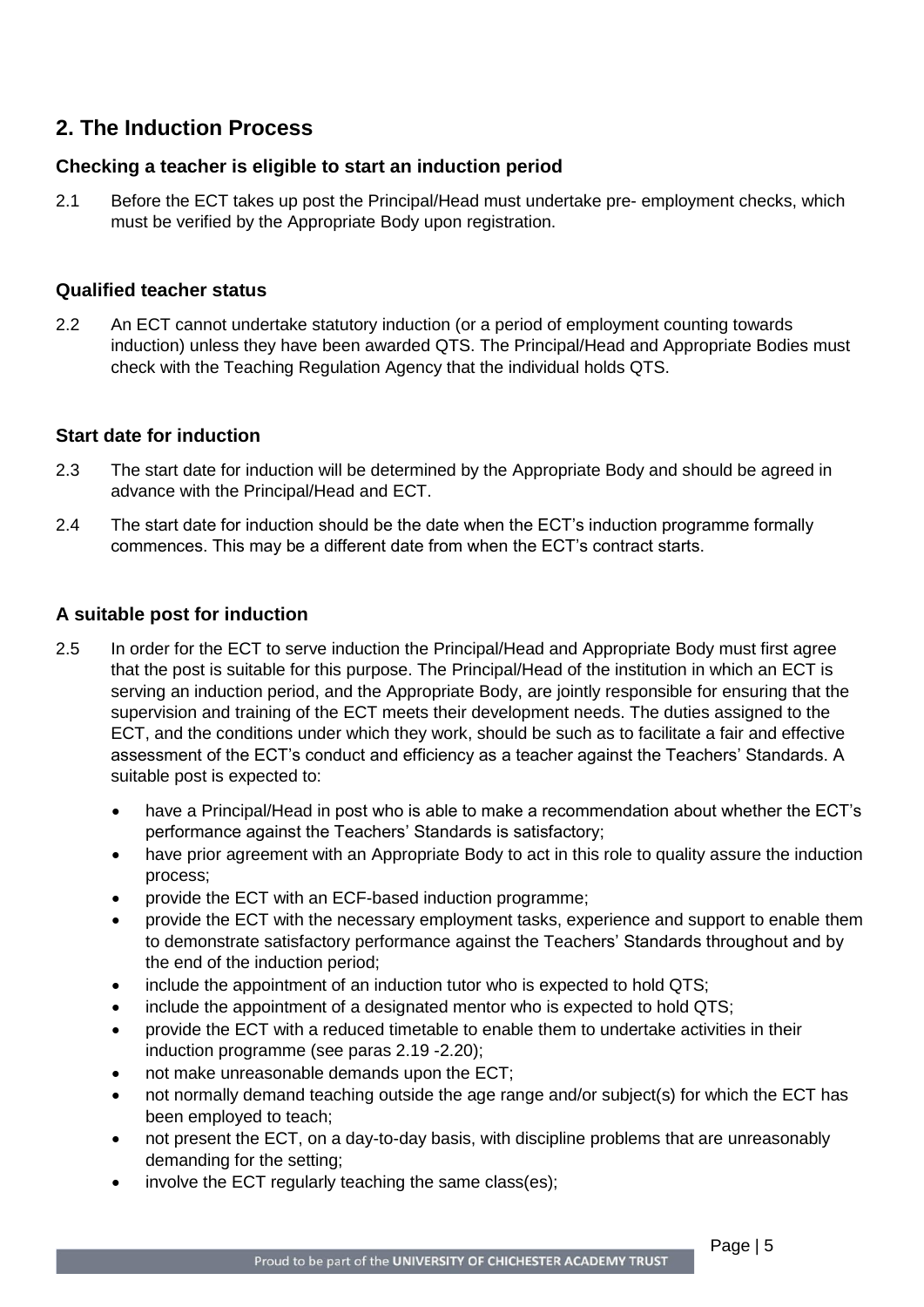## 2. The Induction Process

### Checking a teacher is eligible to start an induction period

2.1 Before the ECT takes up post the Principal/Head must undertake pre- employment checks, which must be verified by the Appropriate Body upon registration.

### Qualified teacher status

2.2 An ECT cannot undertake statutory induction (or a period of employment counting towards induction) unless they have been awarded QTS. The Principal/Head and Appropriate Bodies must check with the Teaching Regulation Agency that the individual holds QTS.

### Start date for induction

2.3 The start date for induction will be determined by the Appropriate Body and should be agreed in advance with the Principal/Head and ECT.

2.4 The start date for induction should be the date when the ECT's induction programme formally commences. This may be a different date from when the ECT's contract starts.

### A suitable post for induction

2.5 In order for the ECT to serve induction the Principal/Head and Appropriate Body must first agree that the post is suitable for this purpose. The Principal/Head of the institution in which an ECT is serving an induction period, and the Appropriate Body, are jointly responsible for ensuring that the supervision and training of the ECT meets their development needs. The duties assigned to the ECT, and the conditions under which they work, should be such as to facilitate a fair and effective assessment of the ECT's conduct and efficiency as a teacher against the Teachers' Standards. A suitable post is expected to:

- have a Principal/Head in post who is able to make a recommendation about whether the ECT's performance against the Teachers' Standards is satisfactory;
- have prior agreement with an Appropriate Body to act in this role to quality assure the induction process;
- provide the ECT with an ECF-based induction programme;
- provide the ECT with the necessary employment tasks, experience and support to enable them to demonstrate satisfactory performance against the Teachers' Standards throughout and by the end of the induction period;
- include the appointment of an induction tutor who is expected to hold QTS;
- include the appointment of a designated mentor who is expected to hold QTS;
- provide the ECT with a reduced timetable to enable them to undertake activities in their induction programme (see paras 2.19 -2.20);
- not make unreasonable demands upon the ECT;
- not normally demand teaching outside the age range and/or subject(s) for which the ECT has been employed to teach;
- not present the ECT, on a day-to-day basis, with discipline problems that are unreasonably demanding for the setting;
- involve the ECT regularly teaching the same class(es);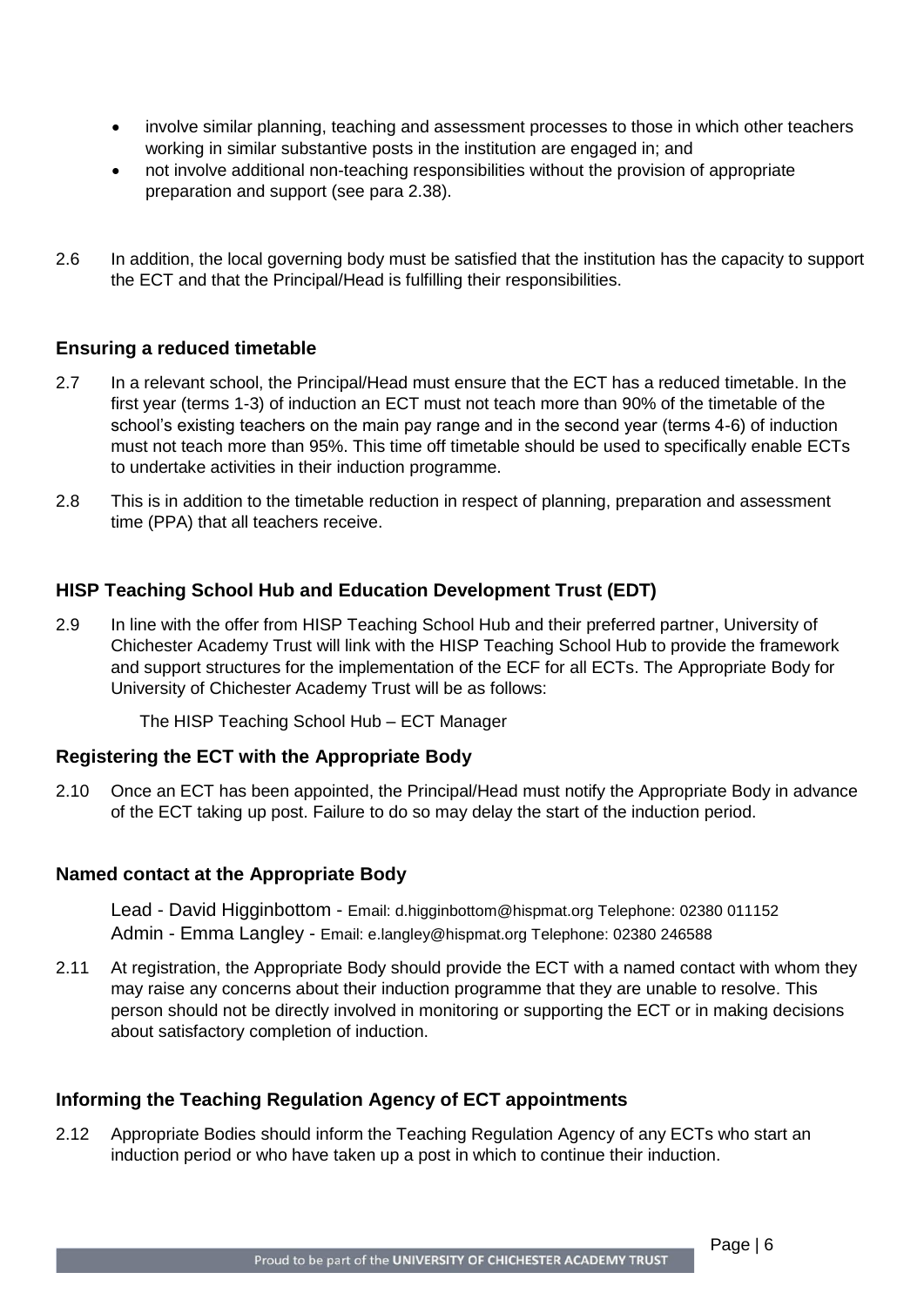- involve similar planning, teaching and assessment processes to those in which other teachers working in similar substantive posts in the institution are engaged in; and
- not involve additional non-teaching responsibilities without the provision of appropriate preparation and support (see para 2.38).

2.6 In addition, the local governing body must be satisfied that the institution has the capacity to support the ECT and that the Principal/Head is fulfilling their responsibilities.

### Ensuring a reduced timetable

2.7 In a relevant school, the Principal/Head must ensure that the ECT has a reduced timetable. In the first year (terms 1-3) of induction an ECT must not teach more than 90% of the timetable of the school's existing teachers on the main pay range and in the second year (terms 4-6) of induction must not teach more than 95%. This time off timetable should be used to specifically enable ECTs to undertake activities in their induction programme.

2.8 This is in addition to the timetable reduction in respect of planning, preparation and assessment time (PPA) that all teachers receive.

### HISP Teaching School Hub and Education Development Trust (EDT)

2.9 In line with the offer from HISP Teaching School Hub and their preferred partner, University of Chichester Academy Trust will link with the HISP Teaching School Hub to provide the framework and support structures for the implementation of the ECF for all ECTs. The Appropriate Body for University of Chichester Academy Trust will be as follows:

The HISP Teaching School Hub – ECT Manager

### Registering the ECT with the Appropriate Body

2.10 Once an ECT has been appointed, the Principal/Head must notify the Appropriate Body in advance of the ECT taking up post. Failure to do so may delay the start of the induction period.

### Named contact at the Appropriate Body

Lead - David Higginbottom - Email: d.higginbottom@hispmat.org Telephone: 02380 011152
Admin - Emma Langley - Email: e.langley@hispmat.org Telephone: 02380 246588

2.11 At registration, the Appropriate Body should provide the ECT with a named contact with whom they may raise any concerns about their induction programme that they are unable to resolve. This person should not be directly involved in monitoring or supporting the ECT or in making decisions about satisfactory completion of induction.

### Informing the Teaching Regulation Agency of ECT appointments

2.12 Appropriate Bodies should inform the Teaching Regulation Agency of any ECTs who start an induction period or who have taken up a post in which to continue their induction.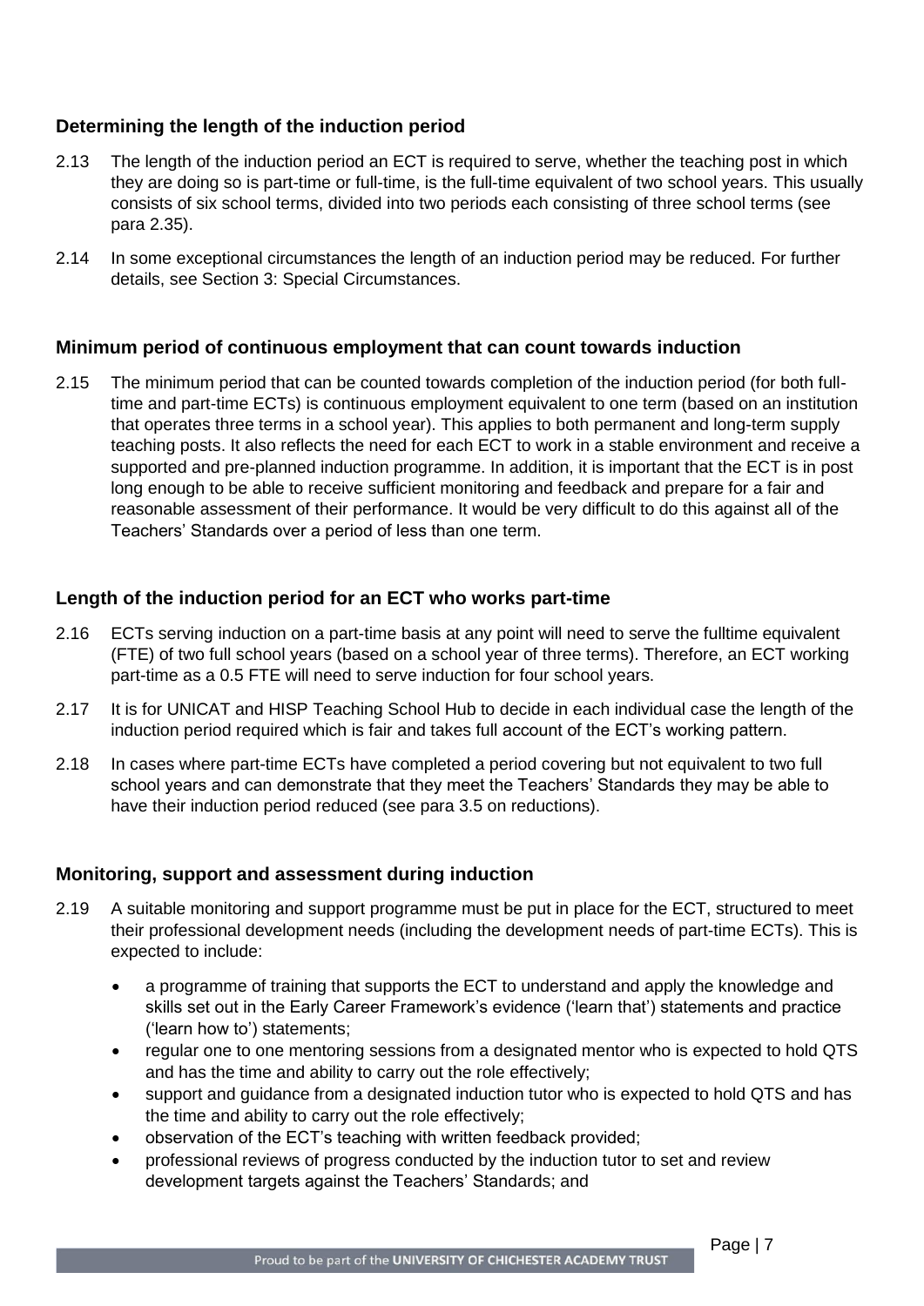### Determining the length of the induction period

2.13 The length of the induction period an ECT is required to serve, whether the teaching post in which they are doing so is part-time or full-time, is the full-time equivalent of two school years. This usually consists of six school terms, divided into two periods each consisting of three school terms (see para 2.35).

2.14 In some exceptional circumstances the length of an induction period may be reduced. For further details, see Section 3: Special Circumstances.

### Minimum period of continuous employment that can count towards induction

2.15 The minimum period that can be counted towards completion of the induction period (for both full-time and part-time ECTs) is continuous employment equivalent to one term (based on an institution that operates three terms in a school year). This applies to both permanent and long-term supply teaching posts. It also reflects the need for each ECT to work in a stable environment and receive a supported and pre-planned induction programme. In addition, it is important that the ECT is in post long enough to be able to receive sufficient monitoring and feedback and prepare for a fair and reasonable assessment of their performance. It would be very difficult to do this against all of the Teachers' Standards over a period of less than one term.

### Length of the induction period for an ECT who works part-time

2.16 ECTs serving induction on a part-time basis at any point will need to serve the fulltime equivalent (FTE) of two full school years (based on a school year of three terms). Therefore, an ECT working part-time as a 0.5 FTE will need to serve induction for four school years.

2.17 It is for UNICAT and HISP Teaching School Hub to decide in each individual case the length of the induction period required which is fair and takes full account of the ECT's working pattern.

2.18 In cases where part-time ECTs have completed a period covering but not equivalent to two full school years and can demonstrate that they meet the Teachers' Standards they may be able to have their induction period reduced (see para 3.5 on reductions).

### Monitoring, support and assessment during induction

2.19 A suitable monitoring and support programme must be put in place for the ECT, structured to meet their professional development needs (including the development needs of part-time ECTs). This is expected to include:

- a programme of training that supports the ECT to understand and apply the knowledge and skills set out in the Early Career Framework's evidence ('learn that') statements and practice ('learn how to') statements;
- regular one to one mentoring sessions from a designated mentor who is expected to hold QTS and has the time and ability to carry out the role effectively;
- support and guidance from a designated induction tutor who is expected to hold QTS and has the time and ability to carry out the role effectively;
- observation of the ECT's teaching with written feedback provided;
- professional reviews of progress conducted by the induction tutor to set and review development targets against the Teachers' Standards; and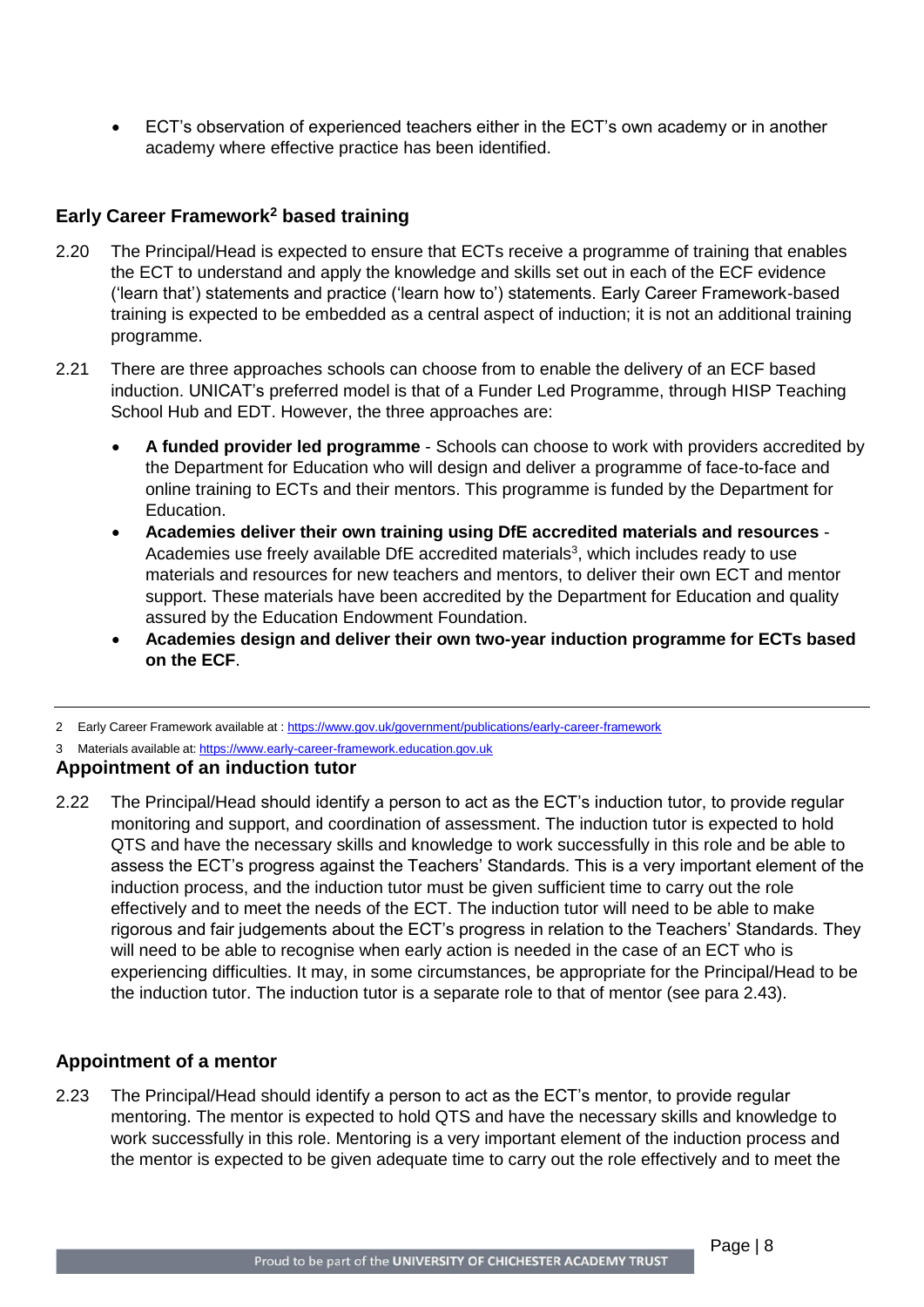- ECT's observation of experienced teachers either in the ECT's own academy or in another academy where effective practice has been identified.

### Early Career Framework[2] based training

2.20 The Principal/Head is expected to ensure that ECTs receive a programme of training that enables the ECT to understand and apply the knowledge and skills set out in each of the ECF evidence ('learn that') statements and practice ('learn how to') statements. Early Career Framework-based training is expected to be embedded as a central aspect of induction; it is not an additional training programme.

2.21 There are three approaches schools can choose from to enable the delivery of an ECF based induction. UNICAT's preferred model is that of a Funder Led Programme, through HISP Teaching School Hub and EDT. However, the three approaches are:

- **A funded provider led programme** - Schools can choose to work with providers accredited by the Department for Education who will design and deliver a programme of face-to-face and online training to ECTs and their mentors. This programme is funded by the Department for Education.
- **Academies deliver their own training using DfE accredited materials and resources** - Academies use freely available DfE accredited materials[3], which includes ready to use materials and resources for new teachers and mentors, to deliver their own ECT and mentor support. These materials have been accredited by the Department for Education and quality assured by the Education Endowment Foundation.
- **Academies design and deliver their own two-year induction programme for ECTs based on the ECF**.

2 Early Career Framework available at : https://www.gov.uk/government/publications/early-career-framework

3 Materials available at: https://www.early-career-framework.education.gov.uk

### Appointment of an induction tutor

2.22 The Principal/Head should identify a person to act as the ECT's induction tutor, to provide regular monitoring and support, and coordination of assessment. The induction tutor is expected to hold QTS and have the necessary skills and knowledge to work successfully in this role and be able to assess the ECT's progress against the Teachers' Standards. This is a very important element of the induction process, and the induction tutor must be given sufficient time to carry out the role effectively and to meet the needs of the ECT. The induction tutor will need to be able to make rigorous and fair judgements about the ECT's progress in relation to the Teachers' Standards. They will need to be able to recognise when early action is needed in the case of an ECT who is experiencing difficulties. It may, in some circumstances, be appropriate for the Principal/Head to be the induction tutor. The induction tutor is a separate role to that of mentor (see para 2.43).

### Appointment of a mentor

2.23 The Principal/Head should identify a person to act as the ECT's mentor, to provide regular mentoring. The mentor is expected to hold QTS and have the necessary skills and knowledge to work successfully in this role. Mentoring is a very important element of the induction process and the mentor is expected to be given adequate time to carry out the role effectively and to meet the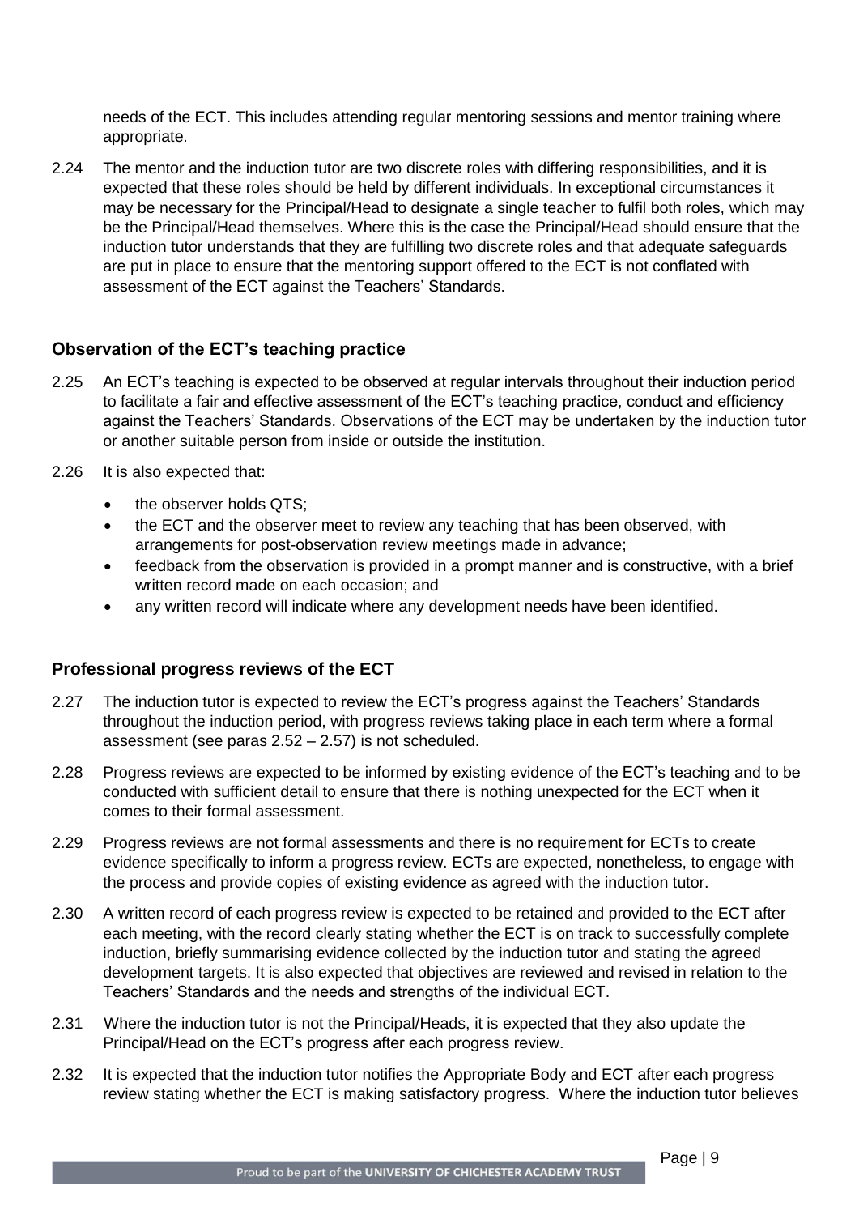needs of the ECT. This includes attending regular mentoring sessions and mentor training where appropriate.

2.24 The mentor and the induction tutor are two discrete roles with differing responsibilities, and it is expected that these roles should be held by different individuals. In exceptional circumstances it may be necessary for the Principal/Head to designate a single teacher to fulfil both roles, which may be the Principal/Head themselves. Where this is the case the Principal/Head should ensure that the induction tutor understands that they are fulfilling two discrete roles and that adequate safeguards are put in place to ensure that the mentoring support offered to the ECT is not conflated with assessment of the ECT against the Teachers' Standards.

### Observation of the ECT's teaching practice

2.25 An ECT's teaching is expected to be observed at regular intervals throughout their induction period to facilitate a fair and effective assessment of the ECT's teaching practice, conduct and efficiency against the Teachers' Standards. Observations of the ECT may be undertaken by the induction tutor or another suitable person from inside or outside the institution.

2.26 It is also expected that:

- the observer holds QTS;
- the ECT and the observer meet to review any teaching that has been observed, with arrangements for post-observation review meetings made in advance;
- feedback from the observation is provided in a prompt manner and is constructive, with a brief written record made on each occasion; and
- any written record will indicate where any development needs have been identified.

### Professional progress reviews of the ECT

2.27 The induction tutor is expected to review the ECT's progress against the Teachers' Standards throughout the induction period, with progress reviews taking place in each term where a formal assessment (see paras 2.52 – 2.57) is not scheduled.

2.28 Progress reviews are expected to be informed by existing evidence of the ECT's teaching and to be conducted with sufficient detail to ensure that there is nothing unexpected for the ECT when it comes to their formal assessment.

2.29 Progress reviews are not formal assessments and there is no requirement for ECTs to create evidence specifically to inform a progress review. ECTs are expected, nonetheless, to engage with the process and provide copies of existing evidence as agreed with the induction tutor.

2.30 A written record of each progress review is expected to be retained and provided to the ECT after each meeting, with the record clearly stating whether the ECT is on track to successfully complete induction, briefly summarising evidence collected by the induction tutor and stating the agreed development targets. It is also expected that objectives are reviewed and revised in relation to the Teachers' Standards and the needs and strengths of the individual ECT.

2.31 Where the induction tutor is not the Principal/Heads, it is expected that they also update the Principal/Head on the ECT's progress after each progress review.

2.32 It is expected that the induction tutor notifies the Appropriate Body and ECT after each progress review stating whether the ECT is making satisfactory progress. Where the induction tutor believes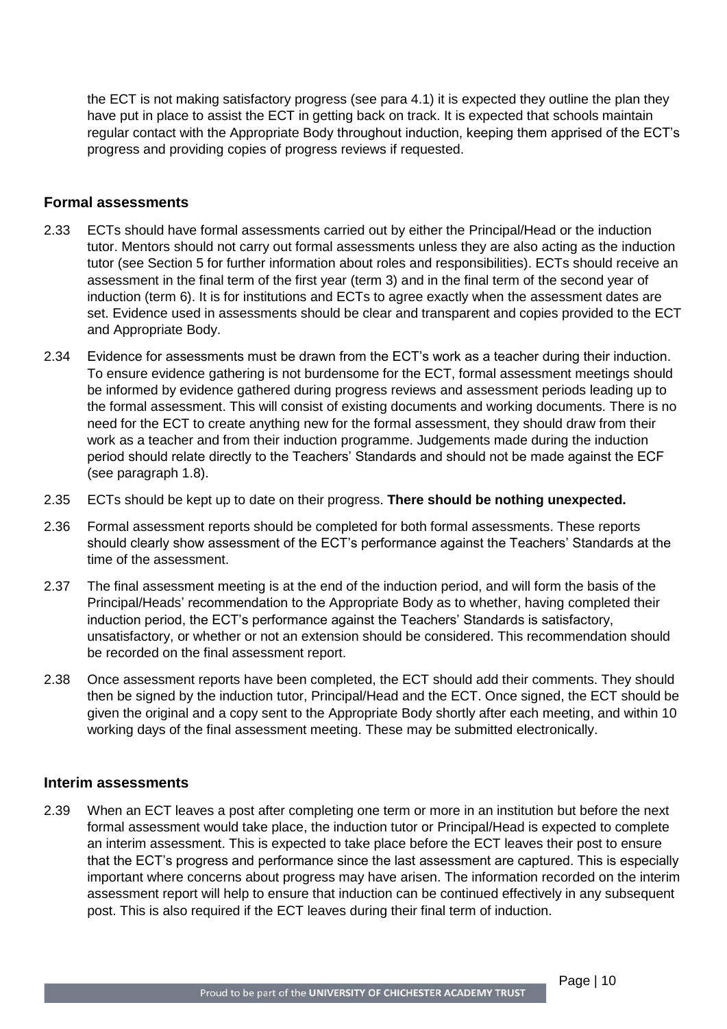the ECT is not making satisfactory progress (see para 4.1) it is expected they outline the plan they have put in place to assist the ECT in getting back on track. It is expected that schools maintain regular contact with the Appropriate Body throughout induction, keeping them apprised of the ECT's progress and providing copies of progress reviews if requested.

### Formal assessments

2.33 ECTs should have formal assessments carried out by either the Principal/Head or the induction tutor. Mentors should not carry out formal assessments unless they are also acting as the induction tutor (see Section 5 for further information about roles and responsibilities). ECTs should receive an assessment in the final term of the first year (term 3) and in the final term of the second year of induction (term 6). It is for institutions and ECTs to agree exactly when the assessment dates are set. Evidence used in assessments should be clear and transparent and copies provided to the ECT and Appropriate Body.

2.34 Evidence for assessments must be drawn from the ECT's work as a teacher during their induction. To ensure evidence gathering is not burdensome for the ECT, formal assessment meetings should be informed by evidence gathered during progress reviews and assessment periods leading up to the formal assessment. This will consist of existing documents and working documents. There is no need for the ECT to create anything new for the formal assessment, they should draw from their work as a teacher and from their induction programme. Judgements made during the induction period should relate directly to the Teachers' Standards and should not be made against the ECF (see paragraph 1.8).

2.35 ECTs should be kept up to date on their progress. **There should be nothing unexpected.**

2.36 Formal assessment reports should be completed for both formal assessments. These reports should clearly show assessment of the ECT's performance against the Teachers' Standards at the time of the assessment.

2.37 The final assessment meeting is at the end of the induction period, and will form the basis of the Principal/Heads' recommendation to the Appropriate Body as to whether, having completed their induction period, the ECT's performance against the Teachers' Standards is satisfactory, unsatisfactory, or whether or not an extension should be considered. This recommendation should be recorded on the final assessment report.

2.38 Once assessment reports have been completed, the ECT should add their comments. They should then be signed by the induction tutor, Principal/Head and the ECT. Once signed, the ECT should be given the original and a copy sent to the Appropriate Body shortly after each meeting, and within 10 working days of the final assessment meeting. These may be submitted electronically.

### Interim assessments

2.39 When an ECT leaves a post after completing one term or more in an institution but before the next formal assessment would take place, the induction tutor or Principal/Head is expected to complete an interim assessment. This is expected to take place before the ECT leaves their post to ensure that the ECT's progress and performance since the last assessment are captured. This is especially important where concerns about progress may have arisen. The information recorded on the interim assessment report will help to ensure that induction can be continued effectively in any subsequent post. This is also required if the ECT leaves during their final term of induction.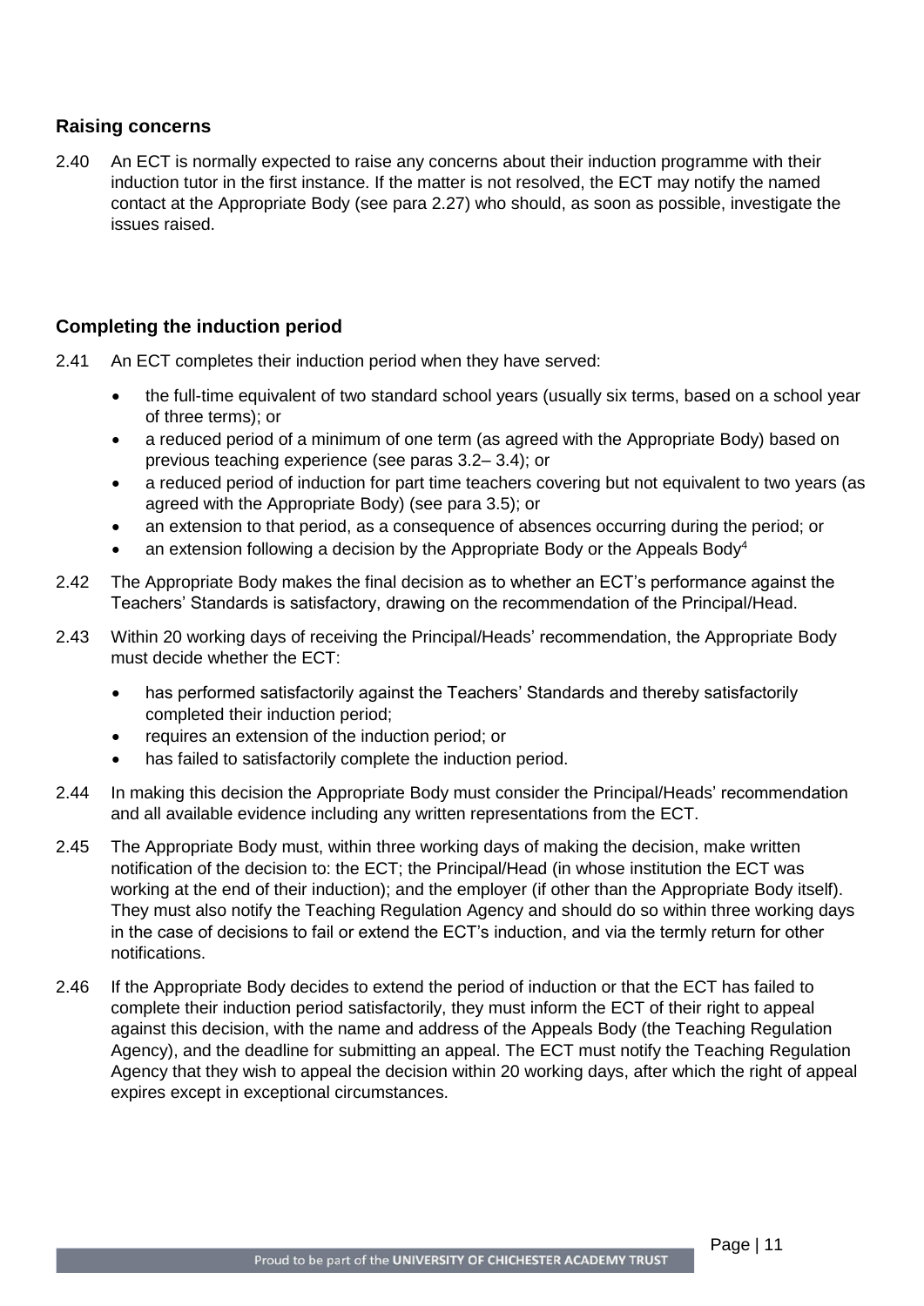### Raising concerns

2.40 An ECT is normally expected to raise any concerns about their induction programme with their induction tutor in the first instance. If the matter is not resolved, the ECT may notify the named contact at the Appropriate Body (see para 2.27) who should, as soon as possible, investigate the issues raised.

### Completing the induction period

2.41 An ECT completes their induction period when they have served:

- the full-time equivalent of two standard school years (usually six terms, based on a school year of three terms); or
- a reduced period of a minimum of one term (as agreed with the Appropriate Body) based on previous teaching experience (see paras 3.2– 3.4); or
- a reduced period of induction for part time teachers covering but not equivalent to two years (as agreed with the Appropriate Body) (see para 3.5); or
- an extension to that period, as a consequence of absences occurring during the period; or
- an extension following a decision by the Appropriate Body or the Appeals Body[4]

2.42 The Appropriate Body makes the final decision as to whether an ECT's performance against the Teachers' Standards is satisfactory, drawing on the recommendation of the Principal/Head.

2.43 Within 20 working days of receiving the Principal/Heads' recommendation, the Appropriate Body must decide whether the ECT:

- has performed satisfactorily against the Teachers' Standards and thereby satisfactorily completed their induction period;
- requires an extension of the induction period; or
- has failed to satisfactorily complete the induction period.

2.44 In making this decision the Appropriate Body must consider the Principal/Heads' recommendation and all available evidence including any written representations from the ECT.

2.45 The Appropriate Body must, within three working days of making the decision, make written notification of the decision to: the ECT; the Principal/Head (in whose institution the ECT was working at the end of their induction); and the employer (if other than the Appropriate Body itself). They must also notify the Teaching Regulation Agency and should do so within three working days in the case of decisions to fail or extend the ECT's induction, and via the termly return for other notifications.

2.46 If the Appropriate Body decides to extend the period of induction or that the ECT has failed to complete their induction period satisfactorily, they must inform the ECT of their right to appeal against this decision, with the name and address of the Appeals Body (the Teaching Regulation Agency), and the deadline for submitting an appeal. The ECT must notify the Teaching Regulation Agency that they wish to appeal the decision within 20 working days, after which the right of appeal expires except in exceptional circumstances.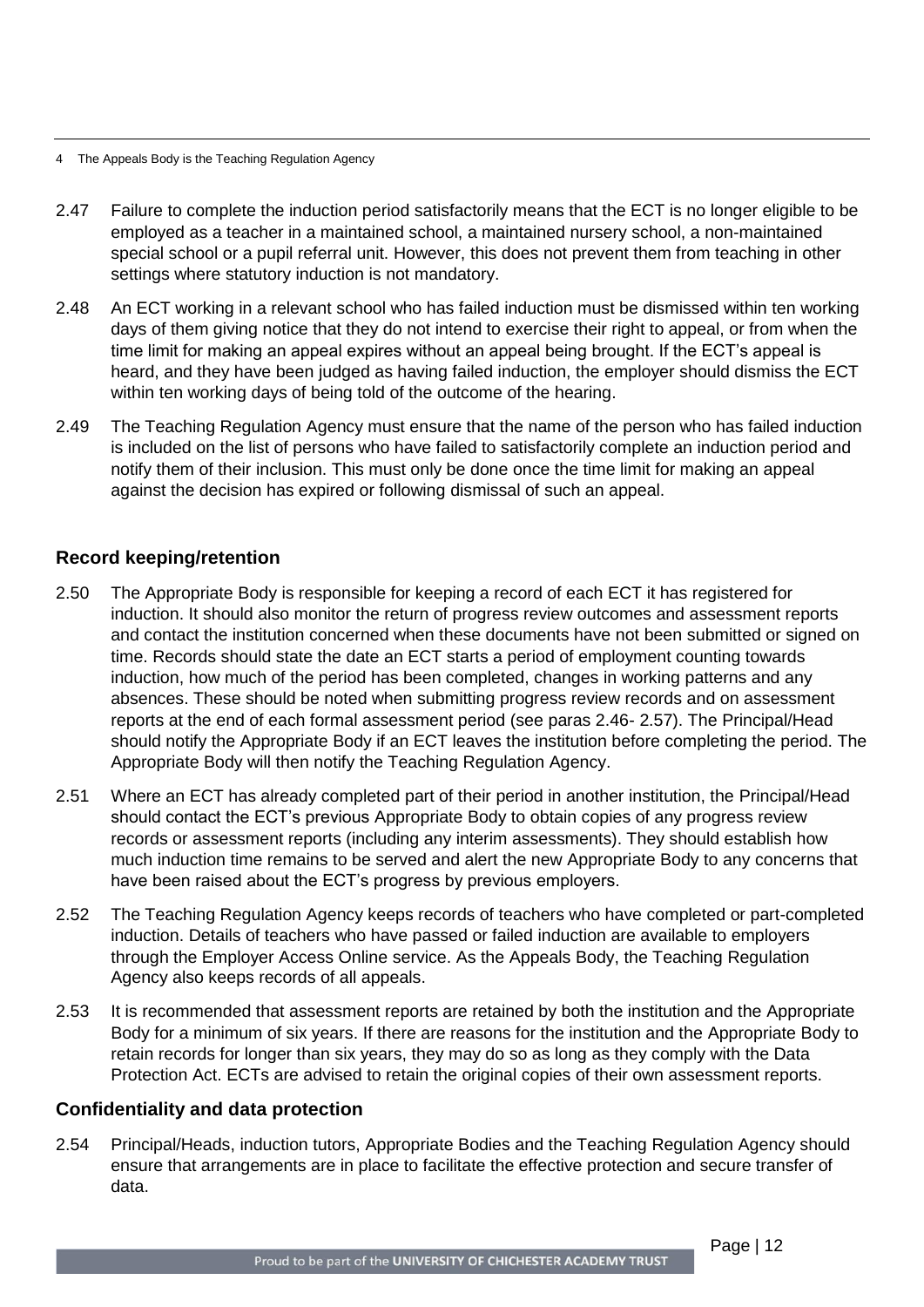4 The Appeals Body is the Teaching Regulation Agency

2.47 Failure to complete the induction period satisfactorily means that the ECT is no longer eligible to be employed as a teacher in a maintained school, a maintained nursery school, a non-maintained special school or a pupil referral unit. However, this does not prevent them from teaching in other settings where statutory induction is not mandatory.

2.48 An ECT working in a relevant school who has failed induction must be dismissed within ten working days of them giving notice that they do not intend to exercise their right to appeal, or from when the time limit for making an appeal expires without an appeal being brought. If the ECT's appeal is heard, and they have been judged as having failed induction, the employer should dismiss the ECT within ten working days of being told of the outcome of the hearing.

2.49 The Teaching Regulation Agency must ensure that the name of the person who has failed induction is included on the list of persons who have failed to satisfactorily complete an induction period and notify them of their inclusion. This must only be done once the time limit for making an appeal against the decision has expired or following dismissal of such an appeal.

### Record keeping/retention

2.50 The Appropriate Body is responsible for keeping a record of each ECT it has registered for induction. It should also monitor the return of progress review outcomes and assessment reports and contact the institution concerned when these documents have not been submitted or signed on time. Records should state the date an ECT starts a period of employment counting towards induction, how much of the period has been completed, changes in working patterns and any absences. These should be noted when submitting progress review records and on assessment reports at the end of each formal assessment period (see paras 2.46- 2.57). The Principal/Head should notify the Appropriate Body if an ECT leaves the institution before completing the period. The Appropriate Body will then notify the Teaching Regulation Agency.

2.51 Where an ECT has already completed part of their period in another institution, the Principal/Head should contact the ECT's previous Appropriate Body to obtain copies of any progress review records or assessment reports (including any interim assessments). They should establish how much induction time remains to be served and alert the new Appropriate Body to any concerns that have been raised about the ECT's progress by previous employers.

2.52 The Teaching Regulation Agency keeps records of teachers who have completed or part-completed induction. Details of teachers who have passed or failed induction are available to employers through the Employer Access Online service. As the Appeals Body, the Teaching Regulation Agency also keeps records of all appeals.

2.53 It is recommended that assessment reports are retained by both the institution and the Appropriate Body for a minimum of six years. If there are reasons for the institution and the Appropriate Body to retain records for longer than six years, they may do so as long as they comply with the Data Protection Act. ECTs are advised to retain the original copies of their own assessment reports.

### Confidentiality and data protection

2.54 Principal/Heads, induction tutors, Appropriate Bodies and the Teaching Regulation Agency should ensure that arrangements are in place to facilitate the effective protection and secure transfer of data.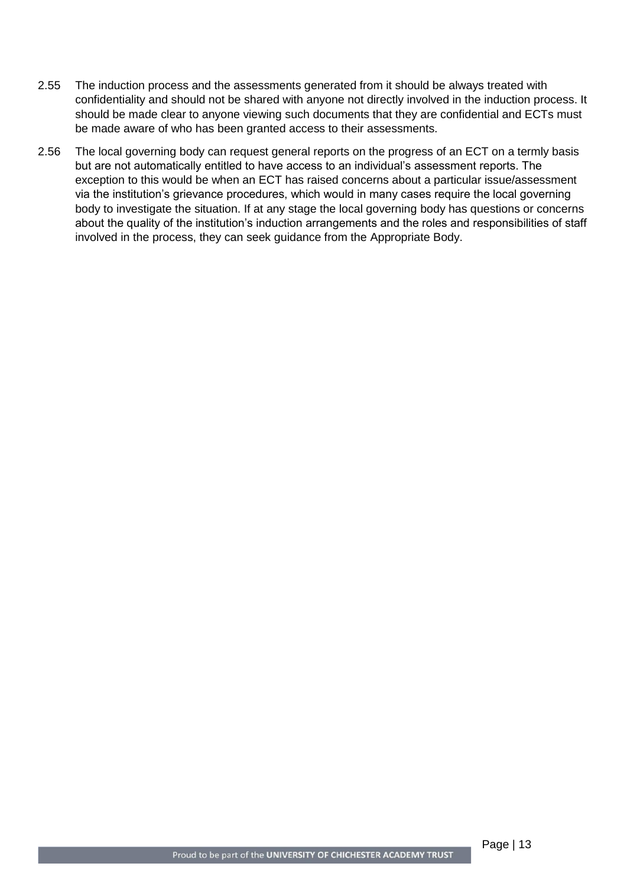2.55 The induction process and the assessments generated from it should be always treated with confidentiality and should not be shared with anyone not directly involved in the induction process. It should be made clear to anyone viewing such documents that they are confidential and ECTs must be made aware of who has been granted access to their assessments.

2.56 The local governing body can request general reports on the progress of an ECT on a termly basis but are not automatically entitled to have access to an individual's assessment reports. The exception to this would be when an ECT has raised concerns about a particular issue/assessment via the institution's grievance procedures, which would in many cases require the local governing body to investigate the situation. If at any stage the local governing body has questions or concerns about the quality of the institution's induction arrangements and the roles and responsibilities of staff involved in the process, they can seek guidance from the Appropriate Body.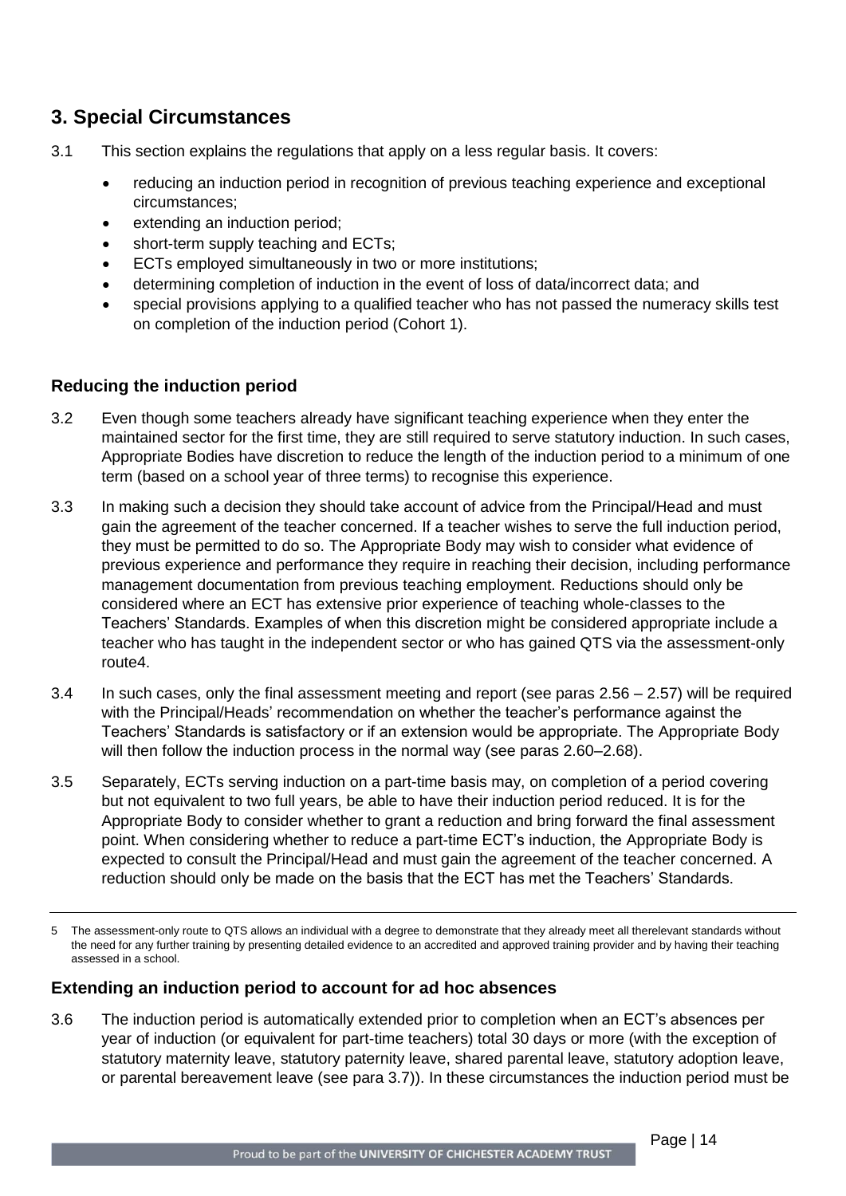## 3. Special Circumstances

3.1 This section explains the regulations that apply on a less regular basis. It covers:

- reducing an induction period in recognition of previous teaching experience and exceptional circumstances;
- extending an induction period;
- short-term supply teaching and ECTs;
- ECTs employed simultaneously in two or more institutions;
- determining completion of induction in the event of loss of data/incorrect data; and
- special provisions applying to a qualified teacher who has not passed the numeracy skills test on completion of the induction period (Cohort 1).

### Reducing the induction period

3.2 Even though some teachers already have significant teaching experience when they enter the maintained sector for the first time, they are still required to serve statutory induction. In such cases, Appropriate Bodies have discretion to reduce the length of the induction period to a minimum of one term (based on a school year of three terms) to recognise this experience.

3.3 In making such a decision they should take account of advice from the Principal/Head and must gain the agreement of the teacher concerned. If a teacher wishes to serve the full induction period, they must be permitted to do so. The Appropriate Body may wish to consider what evidence of previous experience and performance they require in reaching their decision, including performance management documentation from previous teaching employment. Reductions should only be considered where an ECT has extensive prior experience of teaching whole-classes to the Teachers' Standards. Examples of when this discretion might be considered appropriate include a teacher who has taught in the independent sector or who has gained QTS via the assessment-only route4.

3.4 In such cases, only the final assessment meeting and report (see paras 2.56 – 2.57) will be required with the Principal/Heads' recommendation on whether the teacher's performance against the Teachers' Standards is satisfactory or if an extension would be appropriate. The Appropriate Body will then follow the induction process in the normal way (see paras 2.60–2.68).

3.5 Separately, ECTs serving induction on a part-time basis may, on completion of a period covering but not equivalent to two full years, be able to have their induction period reduced. It is for the Appropriate Body to consider whether to grant a reduction and bring forward the final assessment point. When considering whether to reduce a part-time ECT's induction, the Appropriate Body is expected to consult the Principal/Head and must gain the agreement of the teacher concerned. A reduction should only be made on the basis that the ECT has met the Teachers' Standards.

---

5 The assessment-only route to QTS allows an individual with a degree to demonstrate that they already meet all therelevant standards without the need for any further training by presenting detailed evidence to an accredited and approved training provider and by having their teaching assessed in a school.

### Extending an induction period to account for ad hoc absences

3.6 The induction period is automatically extended prior to completion when an ECT's absences per year of induction (or equivalent for part-time teachers) total 30 days or more (with the exception of statutory maternity leave, statutory paternity leave, shared parental leave, statutory adoption leave, or parental bereavement leave (see para 3.7)). In these circumstances the induction period must be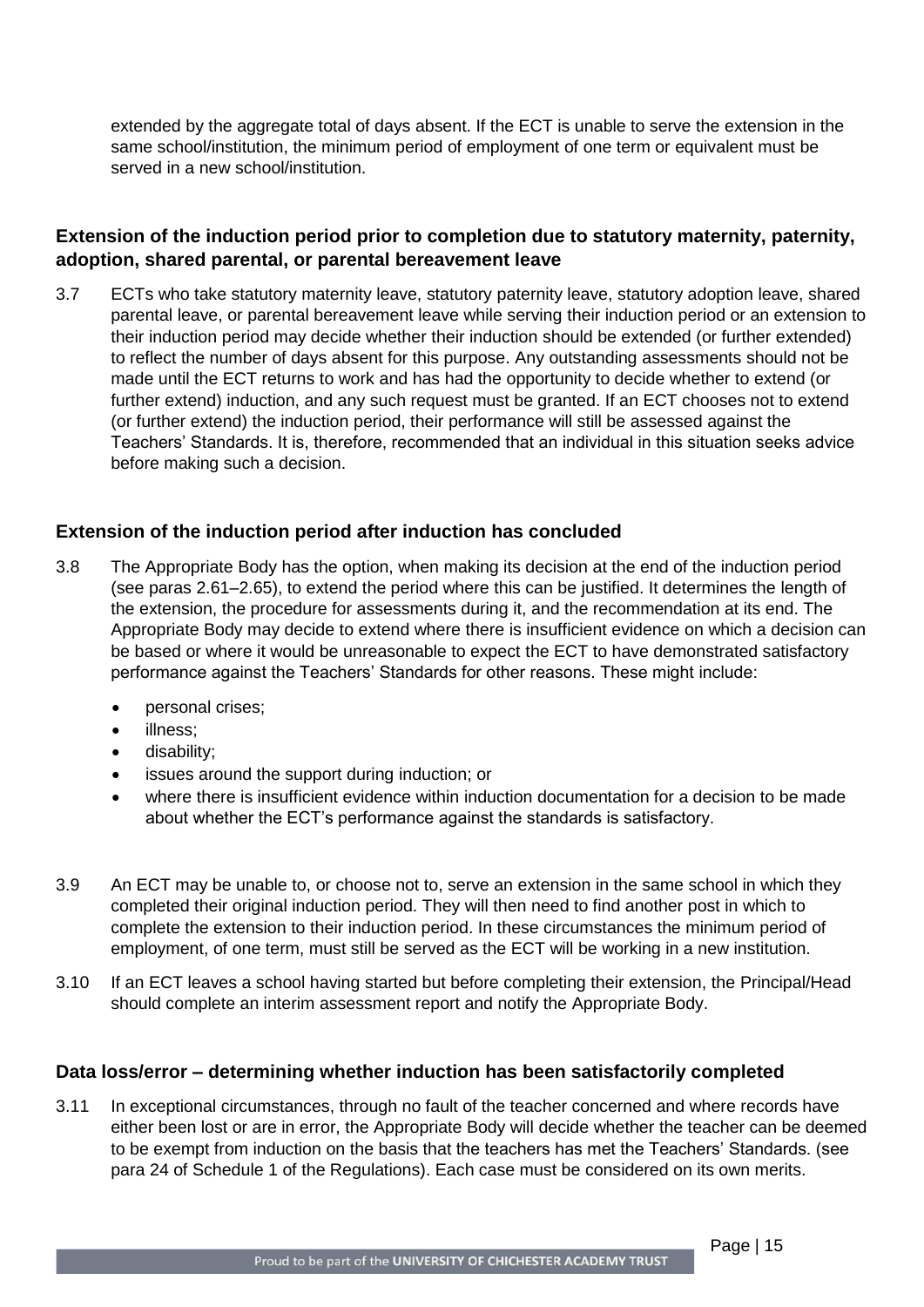extended by the aggregate total of days absent. If the ECT is unable to serve the extension in the same school/institution, the minimum period of employment of one term or equivalent must be served in a new school/institution.

### Extension of the induction period prior to completion due to statutory maternity, paternity, adoption, shared parental, or parental bereavement leave

3.7 ECTs who take statutory maternity leave, statutory paternity leave, statutory adoption leave, shared parental leave, or parental bereavement leave while serving their induction period or an extension to their induction period may decide whether their induction should be extended (or further extended) to reflect the number of days absent for this purpose. Any outstanding assessments should not be made until the ECT returns to work and has had the opportunity to decide whether to extend (or further extend) induction, and any such request must be granted. If an ECT chooses not to extend (or further extend) the induction period, their performance will still be assessed against the Teachers' Standards. It is, therefore, recommended that an individual in this situation seeks advice before making such a decision.

### Extension of the induction period after induction has concluded

3.8 The Appropriate Body has the option, when making its decision at the end of the induction period (see paras 2.61–2.65), to extend the period where this can be justified. It determines the length of the extension, the procedure for assessments during it, and the recommendation at its end. The Appropriate Body may decide to extend where there is insufficient evidence on which a decision can be based or where it would be unreasonable to expect the ECT to have demonstrated satisfactory performance against the Teachers' Standards for other reasons. These might include:

- personal crises;
- illness;
- disability;
- issues around the support during induction; or
- where there is insufficient evidence within induction documentation for a decision to be made about whether the ECT's performance against the standards is satisfactory.

3.9 An ECT may be unable to, or choose not to, serve an extension in the same school in which they completed their original induction period. They will then need to find another post in which to complete the extension to their induction period. In these circumstances the minimum period of employment, of one term, must still be served as the ECT will be working in a new institution.

3.10 If an ECT leaves a school having started but before completing their extension, the Principal/Head should complete an interim assessment report and notify the Appropriate Body.

### Data loss/error – determining whether induction has been satisfactorily completed

3.11 In exceptional circumstances, through no fault of the teacher concerned and where records have either been lost or are in error, the Appropriate Body will decide whether the teacher can be deemed to be exempt from induction on the basis that the teachers has met the Teachers' Standards. (see para 24 of Schedule 1 of the Regulations). Each case must be considered on its own merits.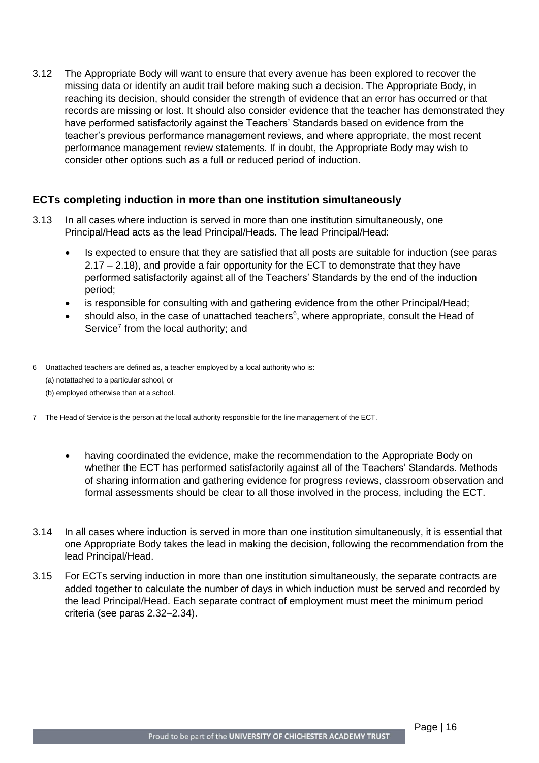3.12 The Appropriate Body will want to ensure that every avenue has been explored to recover the missing data or identify an audit trail before making such a decision. The Appropriate Body, in reaching its decision, should consider the strength of evidence that an error has occurred or that records are missing or lost. It should also consider evidence that the teacher has demonstrated they have performed satisfactorily against the Teachers' Standards based on evidence from the teacher's previous performance management reviews, and where appropriate, the most recent performance management review statements. If in doubt, the Appropriate Body may wish to consider other options such as a full or reduced period of induction.

### ECTs completing induction in more than one institution simultaneously

3.13 In all cases where induction is served in more than one institution simultaneously, one Principal/Head acts as the lead Principal/Heads. The lead Principal/Head:

- Is expected to ensure that they are satisfied that all posts are suitable for induction (see paras 2.17 – 2.18), and provide a fair opportunity for the ECT to demonstrate that they have performed satisfactorily against all of the Teachers' Standards by the end of the induction period;
- is responsible for consulting with and gathering evidence from the other Principal/Head;
- should also, in the case of unattached teachers[6], where appropriate, consult the Head of Service[7] from the local authority; and
- having coordinated the evidence, make the recommendation to the Appropriate Body on whether the ECT has performed satisfactorily against all of the Teachers' Standards. Methods of sharing information and gathering evidence for progress reviews, classroom observation and formal assessments should be clear to all those involved in the process, including the ECT.

3.14 In all cases where induction is served in more than one institution simultaneously, it is essential that one Appropriate Body takes the lead in making the decision, following the recommendation from the lead Principal/Head.

3.15 For ECTs serving induction in more than one institution simultaneously, the separate contracts are added together to calculate the number of days in which induction must be served and recorded by the lead Principal/Head. Each separate contract of employment must meet the minimum period criteria (see paras 2.32–2.34).

---

6 Unattached teachers are defined as, a teacher employed by a local authority who is:
(a) notattached to a particular school, or
(b) employed otherwise than at a school.

7 The Head of Service is the person at the local authority responsible for the line management of the ECT.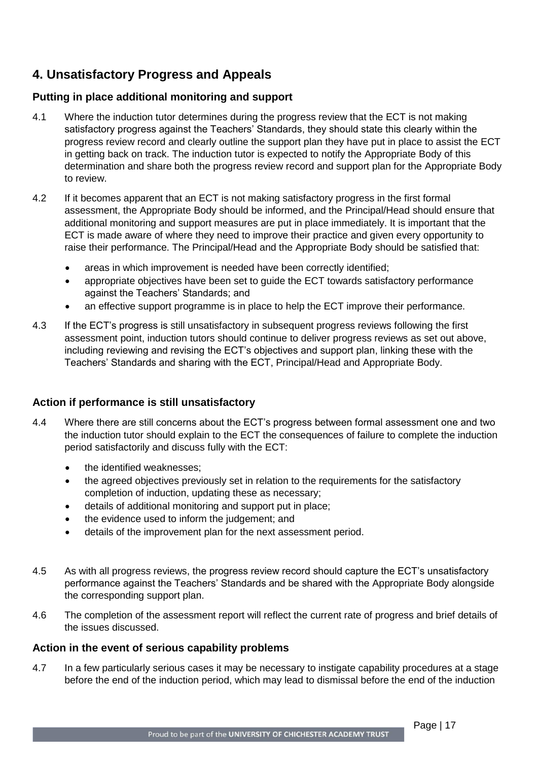## 4. Unsatisfactory Progress and Appeals

### Putting in place additional monitoring and support

4.1 Where the induction tutor determines during the progress review that the ECT is not making satisfactory progress against the Teachers' Standards, they should state this clearly within the progress review record and clearly outline the support plan they have put in place to assist the ECT in getting back on track. The induction tutor is expected to notify the Appropriate Body of this determination and share both the progress review record and support plan for the Appropriate Body to review.

4.2 If it becomes apparent that an ECT is not making satisfactory progress in the first formal assessment, the Appropriate Body should be informed, and the Principal/Head should ensure that additional monitoring and support measures are put in place immediately. It is important that the ECT is made aware of where they need to improve their practice and given every opportunity to raise their performance. The Principal/Head and the Appropriate Body should be satisfied that:

- areas in which improvement is needed have been correctly identified;
- appropriate objectives have been set to guide the ECT towards satisfactory performance against the Teachers' Standards; and
- an effective support programme is in place to help the ECT improve their performance.

4.3 If the ECT's progress is still unsatisfactory in subsequent progress reviews following the first assessment point, induction tutors should continue to deliver progress reviews as set out above, including reviewing and revising the ECT's objectives and support plan, linking these with the Teachers' Standards and sharing with the ECT, Principal/Head and Appropriate Body.

### Action if performance is still unsatisfactory

4.4 Where there are still concerns about the ECT's progress between formal assessment one and two the induction tutor should explain to the ECT the consequences of failure to complete the induction period satisfactorily and discuss fully with the ECT:

- the identified weaknesses;
- the agreed objectives previously set in relation to the requirements for the satisfactory completion of induction, updating these as necessary;
- details of additional monitoring and support put in place;
- the evidence used to inform the judgement; and
- details of the improvement plan for the next assessment period.

4.5 As with all progress reviews, the progress review record should capture the ECT's unsatisfactory performance against the Teachers' Standards and be shared with the Appropriate Body alongside the corresponding support plan.

4.6 The completion of the assessment report will reflect the current rate of progress and brief details of the issues discussed.

### Action in the event of serious capability problems

4.7 In a few particularly serious cases it may be necessary to instigate capability procedures at a stage before the end of the induction period, which may lead to dismissal before the end of the induction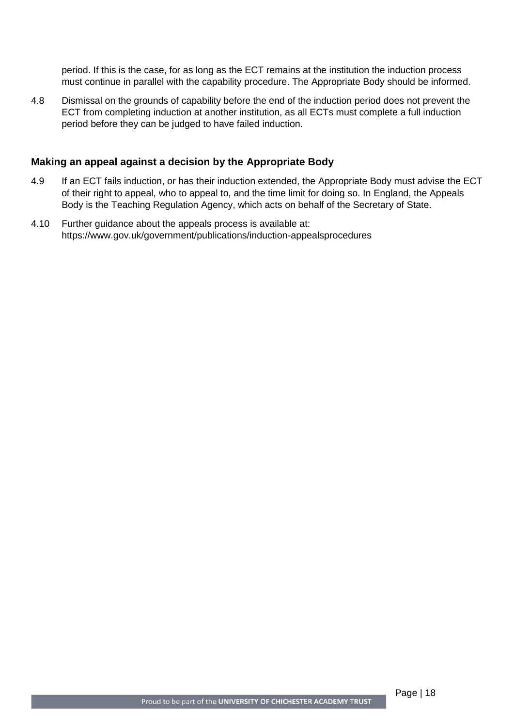period. If this is the case, for as long as the ECT remains at the institution the induction process must continue in parallel with the capability procedure. The Appropriate Body should be informed.

4.8 Dismissal on the grounds of capability before the end of the induction period does not prevent the ECT from completing induction at another institution, as all ECTs must complete a full induction period before they can be judged to have failed induction.

### Making an appeal against a decision by the Appropriate Body

4.9 If an ECT fails induction, or has their induction extended, the Appropriate Body must advise the ECT of their right to appeal, who to appeal to, and the time limit for doing so. In England, the Appeals Body is the Teaching Regulation Agency, which acts on behalf of the Secretary of State.

4.10 Further guidance about the appeals process is available at: https://www.gov.uk/government/publications/induction-appealsprocedures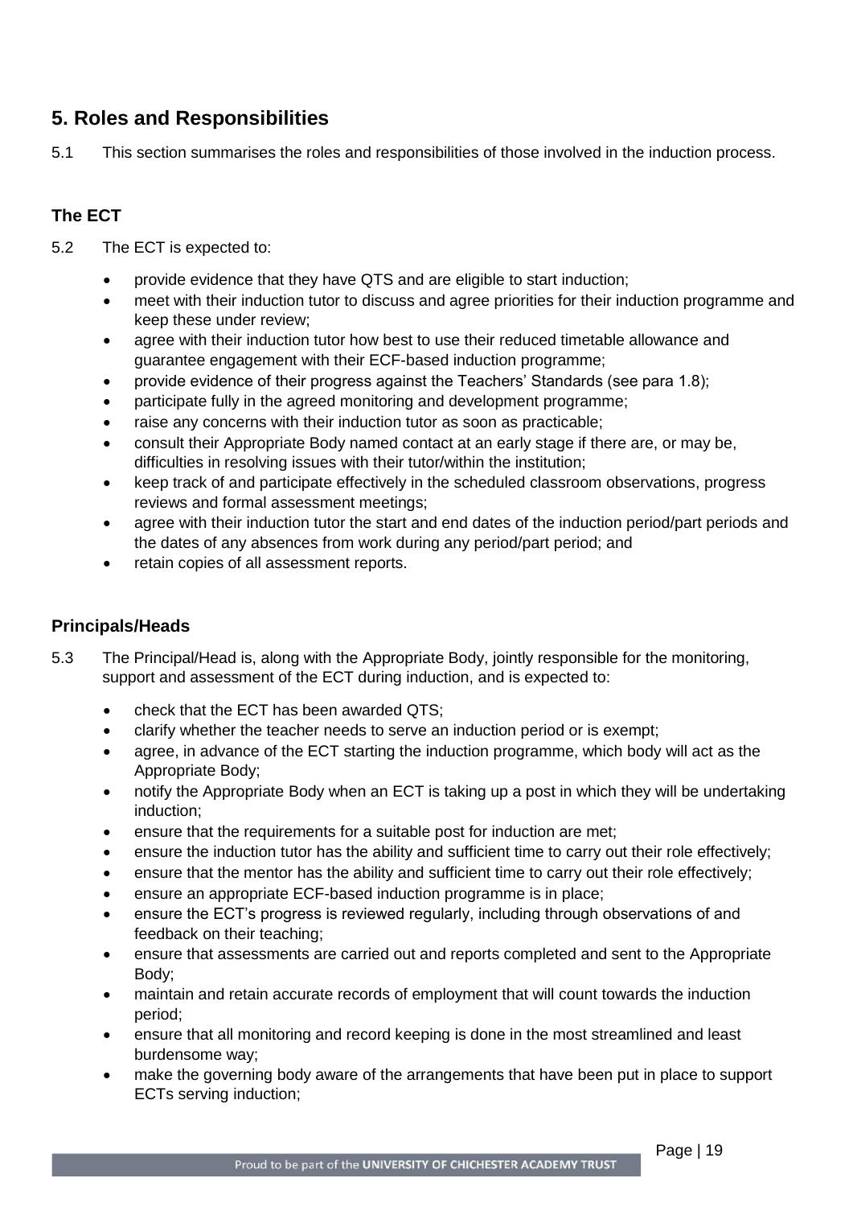## 5. Roles and Responsibilities

5.1 This section summarises the roles and responsibilities of those involved in the induction process.

### The ECT

5.2 The ECT is expected to:

- provide evidence that they have QTS and are eligible to start induction;
- meet with their induction tutor to discuss and agree priorities for their induction programme and keep these under review;
- agree with their induction tutor how best to use their reduced timetable allowance and guarantee engagement with their ECF-based induction programme;
- provide evidence of their progress against the Teachers' Standards (see para 1.8);
- participate fully in the agreed monitoring and development programme;
- raise any concerns with their induction tutor as soon as practicable;
- consult their Appropriate Body named contact at an early stage if there are, or may be, difficulties in resolving issues with their tutor/within the institution;
- keep track of and participate effectively in the scheduled classroom observations, progress reviews and formal assessment meetings;
- agree with their induction tutor the start and end dates of the induction period/part periods and the dates of any absences from work during any period/part period; and
- retain copies of all assessment reports.

### Principals/Heads

5.3 The Principal/Head is, along with the Appropriate Body, jointly responsible for the monitoring, support and assessment of the ECT during induction, and is expected to:

- check that the ECT has been awarded QTS;
- clarify whether the teacher needs to serve an induction period or is exempt;
- agree, in advance of the ECT starting the induction programme, which body will act as the Appropriate Body;
- notify the Appropriate Body when an ECT is taking up a post in which they will be undertaking induction;
- ensure that the requirements for a suitable post for induction are met;
- ensure the induction tutor has the ability and sufficient time to carry out their role effectively;
- ensure that the mentor has the ability and sufficient time to carry out their role effectively;
- ensure an appropriate ECF-based induction programme is in place;
- ensure the ECT's progress is reviewed regularly, including through observations of and feedback on their teaching;
- ensure that assessments are carried out and reports completed and sent to the Appropriate Body;
- maintain and retain accurate records of employment that will count towards the induction period;
- ensure that all monitoring and record keeping is done in the most streamlined and least burdensome way;
- make the governing body aware of the arrangements that have been put in place to support ECTs serving induction;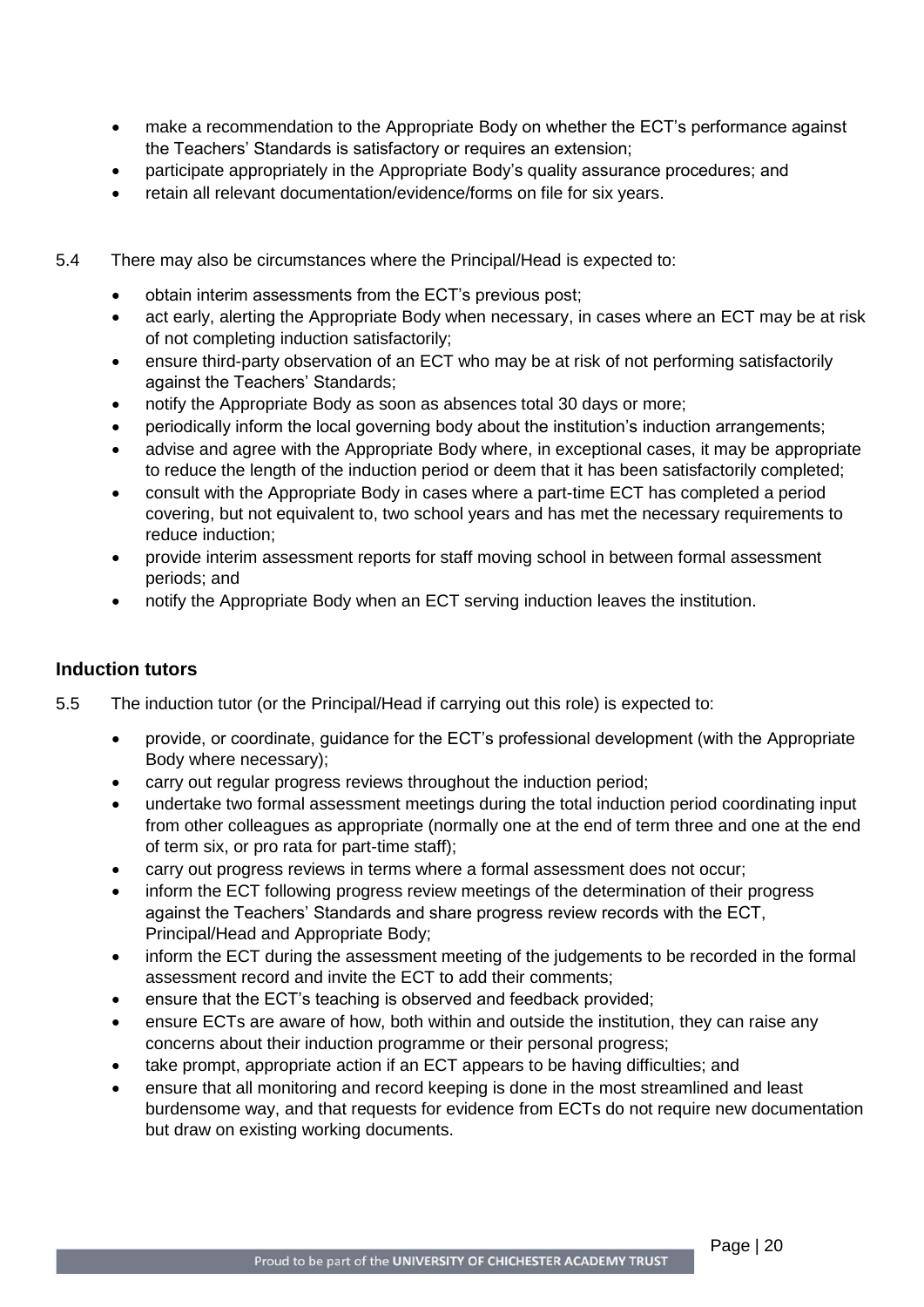- make a recommendation to the Appropriate Body on whether the ECT's performance against the Teachers' Standards is satisfactory or requires an extension;
- participate appropriately in the Appropriate Body's quality assurance procedures; and
- retain all relevant documentation/evidence/forms on file for six years.

5.4 There may also be circumstances where the Principal/Head is expected to:

- obtain interim assessments from the ECT's previous post;
- act early, alerting the Appropriate Body when necessary, in cases where an ECT may be at risk of not completing induction satisfactorily;
- ensure third-party observation of an ECT who may be at risk of not performing satisfactorily against the Teachers' Standards;
- notify the Appropriate Body as soon as absences total 30 days or more;
- periodically inform the local governing body about the institution's induction arrangements;
- advise and agree with the Appropriate Body where, in exceptional cases, it may be appropriate to reduce the length of the induction period or deem that it has been satisfactorily completed;
- consult with the Appropriate Body in cases where a part-time ECT has completed a period covering, but not equivalent to, two school years and has met the necessary requirements to reduce induction;
- provide interim assessment reports for staff moving school in between formal assessment periods; and
- notify the Appropriate Body when an ECT serving induction leaves the institution.

### Induction tutors

5.5 The induction tutor (or the Principal/Head if carrying out this role) is expected to:

- provide, or coordinate, guidance for the ECT's professional development (with the Appropriate Body where necessary);
- carry out regular progress reviews throughout the induction period;
- undertake two formal assessment meetings during the total induction period coordinating input from other colleagues as appropriate (normally one at the end of term three and one at the end of term six, or pro rata for part-time staff);
- carry out progress reviews in terms where a formal assessment does not occur;
- inform the ECT following progress review meetings of the determination of their progress against the Teachers' Standards and share progress review records with the ECT, Principal/Head and Appropriate Body;
- inform the ECT during the assessment meeting of the judgements to be recorded in the formal assessment record and invite the ECT to add their comments;
- ensure that the ECT's teaching is observed and feedback provided;
- ensure ECTs are aware of how, both within and outside the institution, they can raise any concerns about their induction programme or their personal progress;
- take prompt, appropriate action if an ECT appears to be having difficulties; and
- ensure that all monitoring and record keeping is done in the most streamlined and least burdensome way, and that requests for evidence from ECTs do not require new documentation but draw on existing working documents.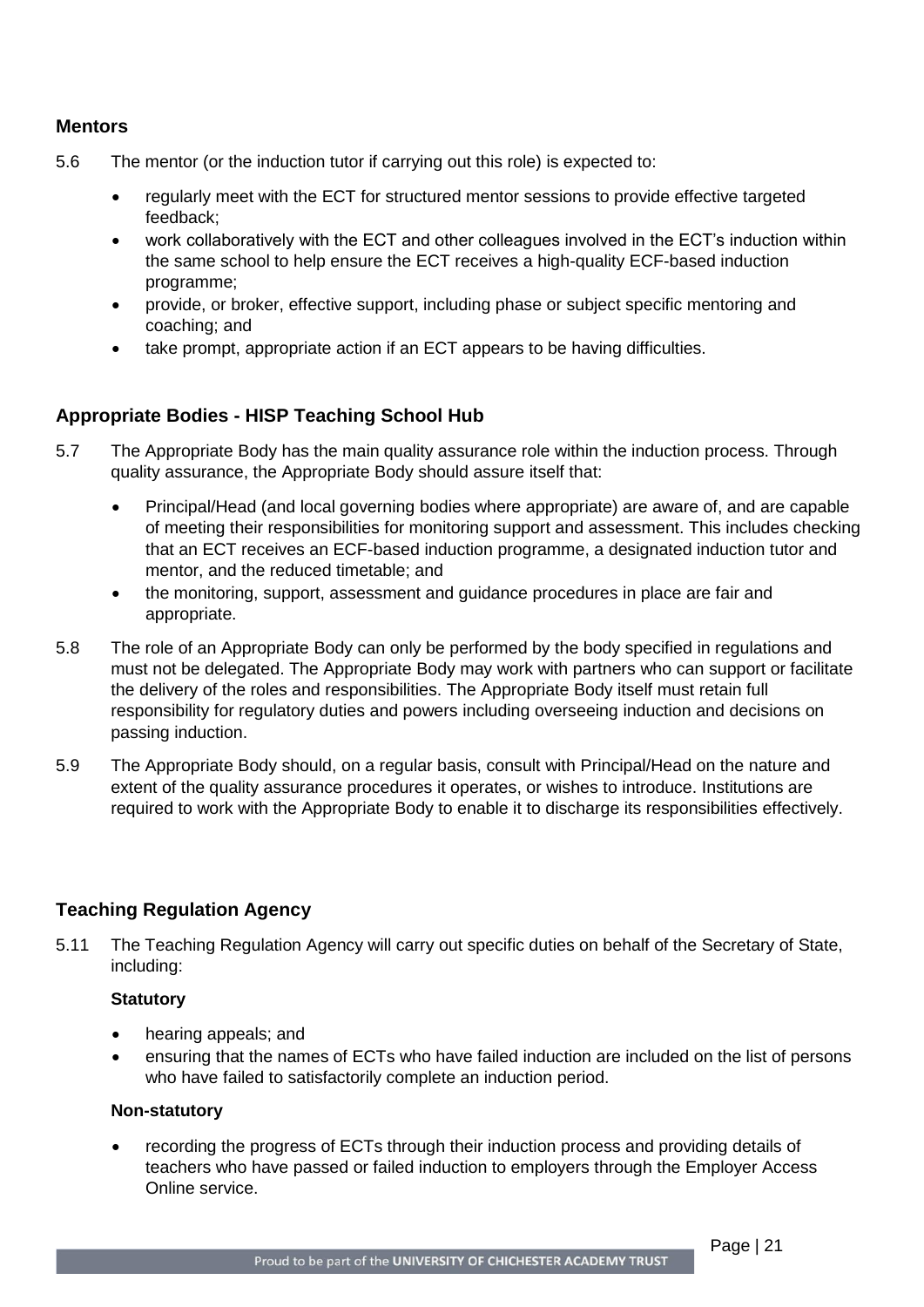### Mentors

5.6 The mentor (or the induction tutor if carrying out this role) is expected to:

- regularly meet with the ECT for structured mentor sessions to provide effective targeted feedback;
- work collaboratively with the ECT and other colleagues involved in the ECT's induction within the same school to help ensure the ECT receives a high-quality ECF-based induction programme;
- provide, or broker, effective support, including phase or subject specific mentoring and coaching; and
- take prompt, appropriate action if an ECT appears to be having difficulties.

### Appropriate Bodies - HISP Teaching School Hub

5.7 The Appropriate Body has the main quality assurance role within the induction process. Through quality assurance, the Appropriate Body should assure itself that:

- Principal/Head (and local governing bodies where appropriate) are aware of, and are capable of meeting their responsibilities for monitoring support and assessment. This includes checking that an ECT receives an ECF-based induction programme, a designated induction tutor and mentor, and the reduced timetable; and
- the monitoring, support, assessment and guidance procedures in place are fair and appropriate.

5.8 The role of an Appropriate Body can only be performed by the body specified in regulations and must not be delegated. The Appropriate Body may work with partners who can support or facilitate the delivery of the roles and responsibilities. The Appropriate Body itself must retain full responsibility for regulatory duties and powers including overseeing induction and decisions on passing induction.

5.9 The Appropriate Body should, on a regular basis, consult with Principal/Head on the nature and extent of the quality assurance procedures it operates, or wishes to introduce. Institutions are required to work with the Appropriate Body to enable it to discharge its responsibilities effectively.

### Teaching Regulation Agency

5.11 The Teaching Regulation Agency will carry out specific duties on behalf of the Secretary of State, including:

**Statutory**

- hearing appeals; and
- ensuring that the names of ECTs who have failed induction are included on the list of persons who have failed to satisfactorily complete an induction period.

**Non-statutory**

- recording the progress of ECTs through their induction process and providing details of teachers who have passed or failed induction to employers through the Employer Access Online service.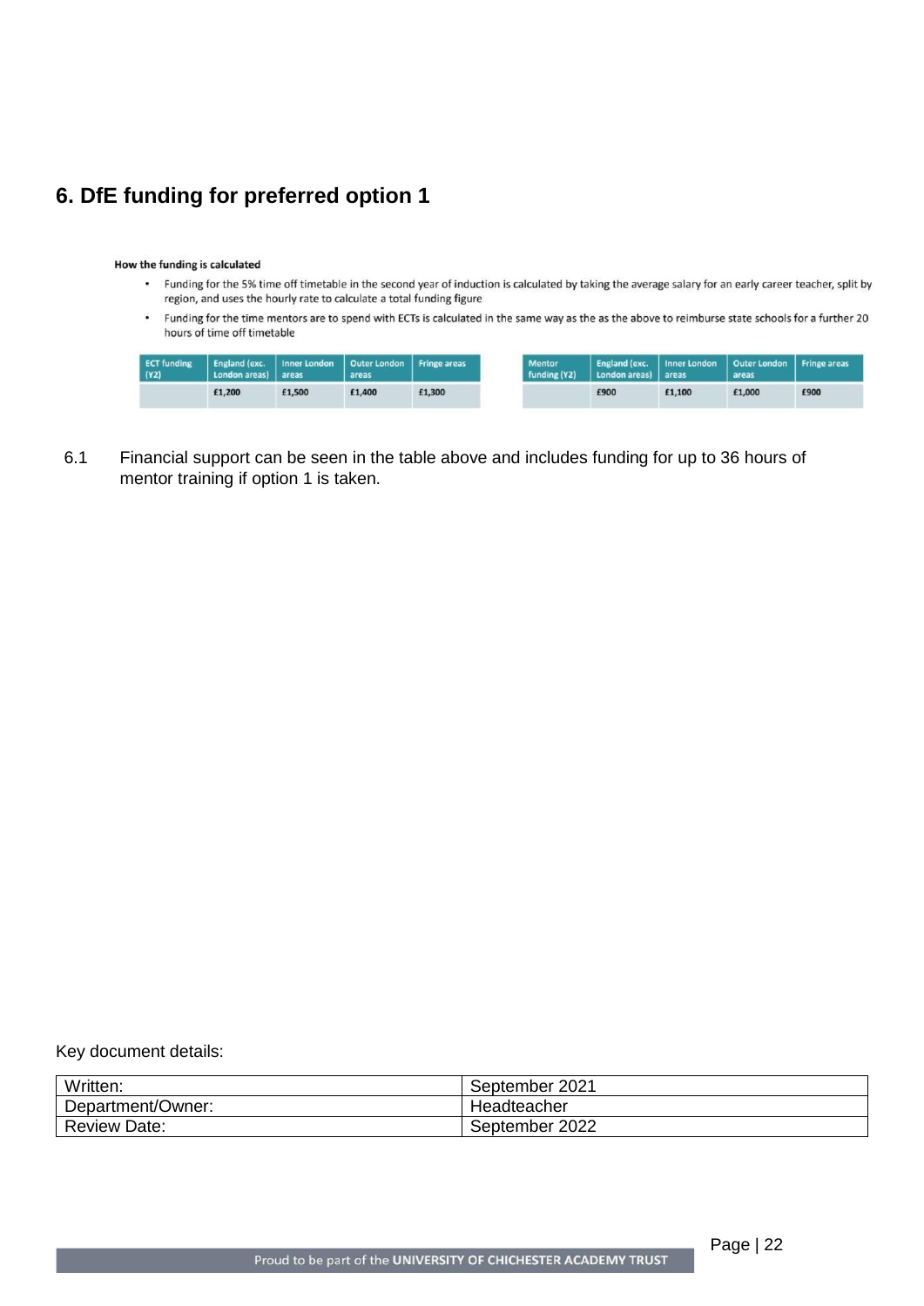## 6. DfE funding for preferred option 1

**How the funding is calculated**

- Funding for the 5% time off timetable in the second year of induction is calculated by taking the average salary for an early career teacher, split by region, and uses the hourly rate to calculate a total funding figure
- Funding for the time mentors are to spend with ECTs is calculated in the same way as the as the above to reimburse state schools for a further 20 hours of time off timetable

| ECT funding (Y2) | England (exc. London areas) | Inner London areas | Outer London areas | Fringe areas |
|---|---|---|---|---|
| | £1,200 | £1,500 | £1,400 | £1,300 |

| Mentor funding (Y2) | England (exc. London areas) | Inner London areas | Outer London areas | Fringe areas |
|---|---|---|---|---|
| | £900 | £1,100 | £1,000 | £900 |

6.1 Financial support can be seen in the table above and includes funding for up to 36 hours of mentor training if option 1 is taken.

Key document details:

| | |
|---|---|
| Written: | September 2021 |
| Department/Owner: | Headteacher |
| Review Date: | September 2022 |

Proud to be part of the UNIVERSITY OF CHICHESTER ACADEMY TRUST